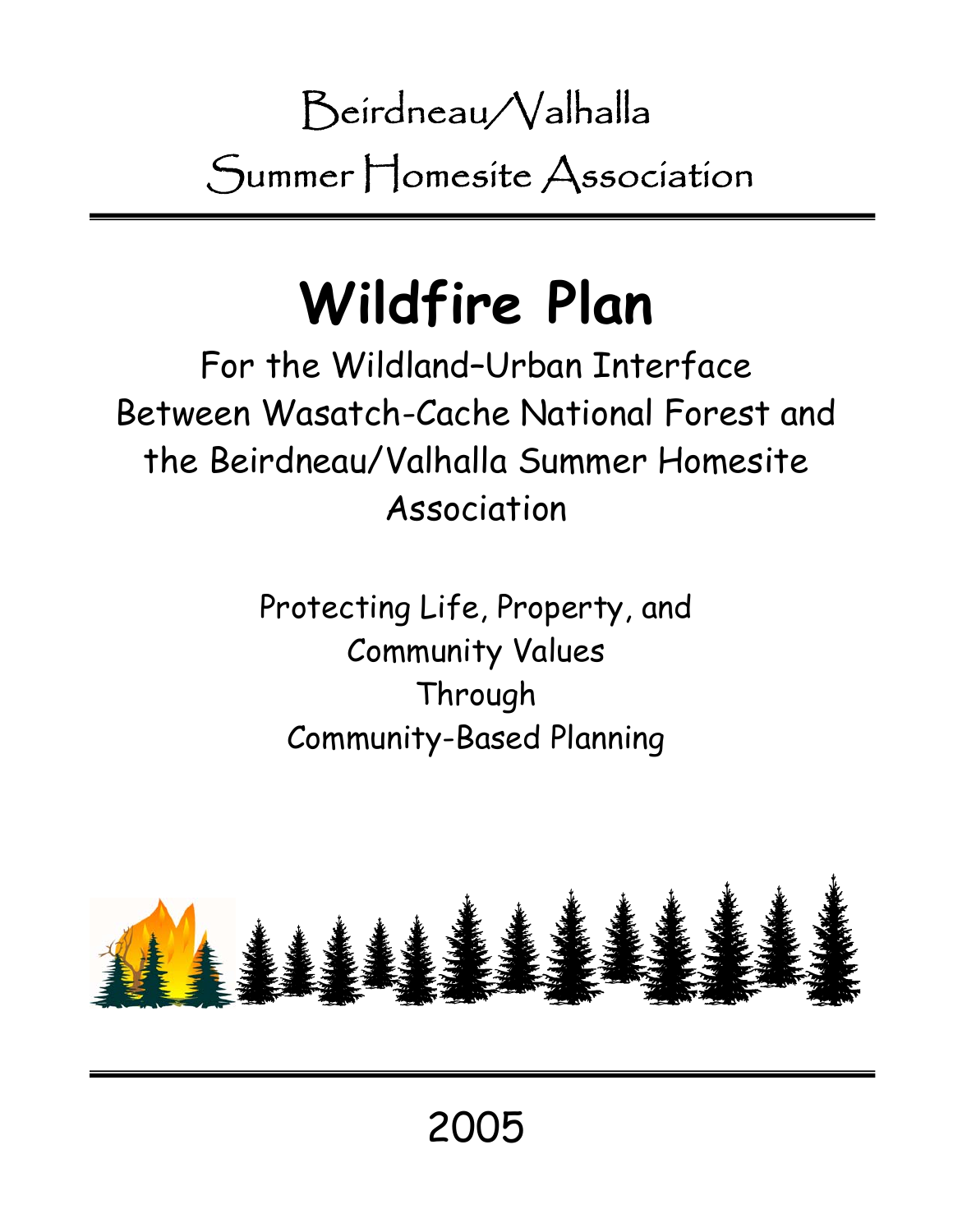Beirdneau/Valhalla

Summer Homesite Association

# Wildfire Plan

For the Wildland–Urban Interface Between Wasatch-Cache National Forest and the Beirdneau/Valhalla Summer Homesite Association

Protecting Life, Property, and Community Values Through Community-Based Planning

2005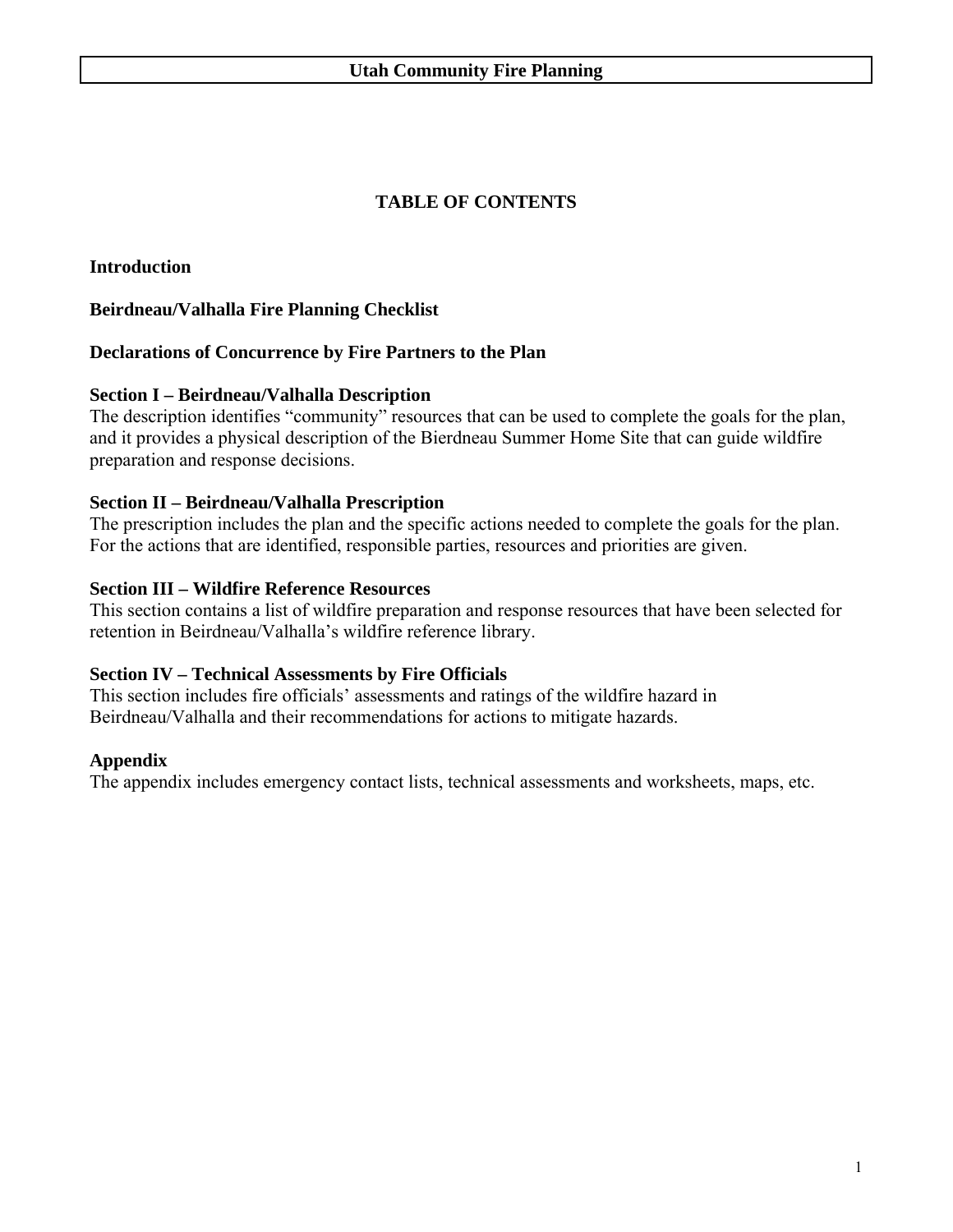# TABLE OF CONTENTS

**Introduction**

**Beirdneau/Valhalla Fire Planning Checklist**

**Declarations of Concurrence by Fire Partners to the Plan**

**Section I – Beirdneau/Valhalla Description**
The description identifies "community" resources that can be used to complete the goals for the plan, and it provides a physical description of the Bierdneau Summer Home Site that can guide wildfire preparation and response decisions.

**Section II – Beirdneau/Valhalla Prescription**
The prescription includes the plan and the specific actions needed to complete the goals for the plan. For the actions that are identified, responsible parties, resources and priorities are given.

**Section III – Wildfire Reference Resources**
This section contains a list of wildfire preparation and response resources that have been selected for retention in Beirdneau/Valhalla's wildfire reference library.

**Section IV – Technical Assessments by Fire Officials**
This section includes fire officials' assessments and ratings of the wildfire hazard in Beirdneau/Valhalla and their recommendations for actions to mitigate hazards.

**Appendix**
The appendix includes emergency contact lists, technical assessments and worksheets, maps, etc.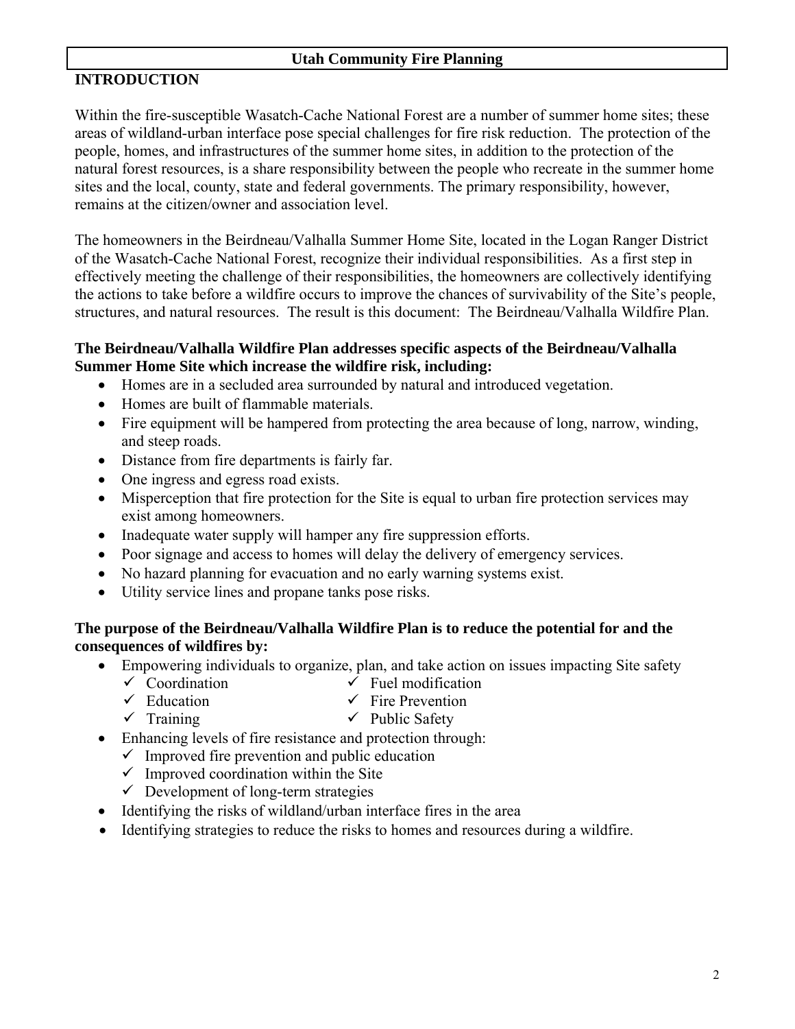# INTRODUCTION

Within the fire-susceptible Wasatch-Cache National Forest are a number of summer home sites; these areas of wildland-urban interface pose special challenges for fire risk reduction. The protection of the people, homes, and infrastructures of the summer home sites, in addition to the protection of the natural forest resources, is a share responsibility between the people who recreate in the summer home sites and the local, county, state and federal governments. The primary responsibility, however, remains at the citizen/owner and association level.

The homeowners in the Beirdneau/Valhalla Summer Home Site, located in the Logan Ranger District of the Wasatch-Cache National Forest, recognize their individual responsibilities. As a first step in effectively meeting the challenge of their responsibilities, the homeowners are collectively identifying the actions to take before a wildfire occurs to improve the chances of survivability of the Site's people, structures, and natural resources. The result is this document: The Beirdneau/Valhalla Wildfire Plan.

**The Beirdneau/Valhalla Wildfire Plan addresses specific aspects of the Beirdneau/Valhalla Summer Home Site which increase the wildfire risk, including:**

- Homes are in a secluded area surrounded by natural and introduced vegetation.
- Homes are built of flammable materials.
- Fire equipment will be hampered from protecting the area because of long, narrow, winding, and steep roads.
- Distance from fire departments is fairly far.
- One ingress and egress road exists.
- Misperception that fire protection for the Site is equal to urban fire protection services may exist among homeowners.
- Inadequate water supply will hamper any fire suppression efforts.
- Poor signage and access to homes will delay the delivery of emergency services.
- No hazard planning for evacuation and no early warning systems exist.
- Utility service lines and propane tanks pose risks.

**The purpose of the Beirdneau/Valhalla Wildfire Plan is to reduce the potential for and the consequences of wildfires by:**

- Empowering individuals to organize, plan, and take action on issues impacting Site safety
  - ✓ Coordination
  - ✓ Education
  - ✓ Training
  - ✓ Fuel modification
  - ✓ Fire Prevention
  - ✓ Public Safety
- Enhancing levels of fire resistance and protection through:
  - ✓ Improved fire prevention and public education
  - ✓ Improved coordination within the Site
  - ✓ Development of long-term strategies
- Identifying the risks of wildland/urban interface fires in the area
- Identifying strategies to reduce the risks to homes and resources during a wildfire.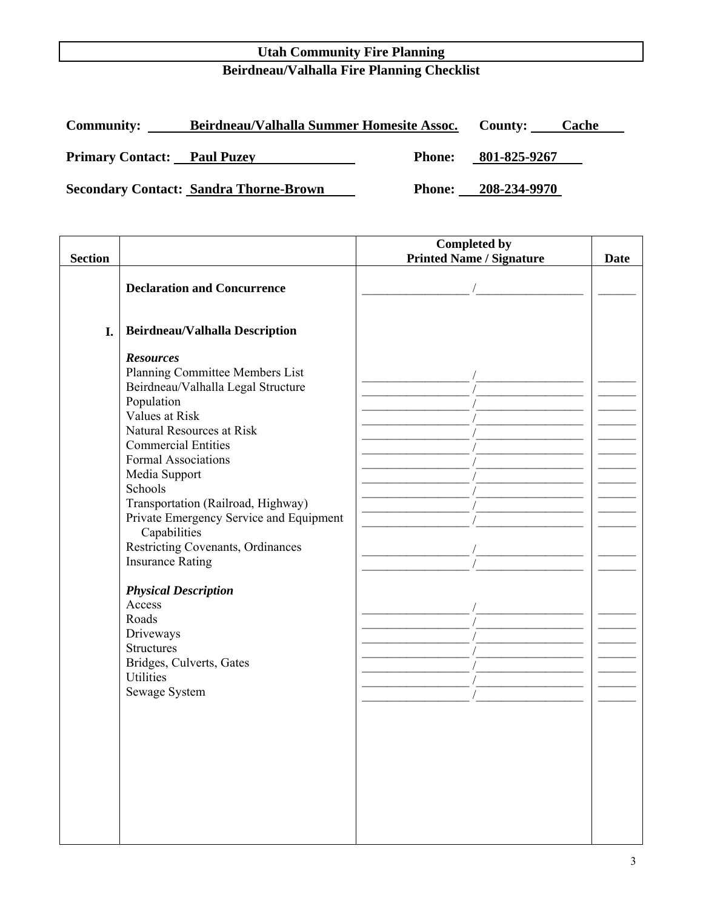# Utah Community Fire Planning

## Beirdneau/Valhalla Fire Planning Checklist

**Community:** Beirdneau/Valhalla Summer Homesite Assoc. **County:** Cache

**Primary Contact:** Paul Puzey **Phone:** 801-825-9267

**Secondary Contact:** Sandra Thorne-Brown **Phone:** 208-234-9970

| Section | | Completed by Printed Name / Signature | Date |
|---|---|---|---|
| | **Declaration and Concurrence** | ________________ / ________________ | ______ |
| **I.** | **Beirdneau/Valhalla Description** | | |
| | ***Resources*** | | |
| | Planning Committee Members List | ________________ / ________________ | ______ |
| | Beirdneau/Valhalla Legal Structure | ________________ / ________________ | ______ |
| | Population | ________________ / ________________ | ______ |
| | Values at Risk | ________________ / ________________ | ______ |
| | Natural Resources at Risk | ________________ / ________________ | ______ |
| | Commercial Entities | ________________ / ________________ | ______ |
| | Formal Associations | ________________ / ________________ | ______ |
| | Media Support | ________________ / ________________ | ______ |
| | Schools | ________________ / ________________ | ______ |
| | Transportation (Railroad, Highway) | ________________ / ________________ | ______ |
| | Private Emergency Service and Equipment Capabilities | ________________ / ________________ | ______ |
| | Restricting Covenants, Ordinances | ________________ / ________________ | ______ |
| | Insurance Rating | ________________ / ________________ | ______ |
| | ***Physical Description*** | | |
| | Access | ________________ / ________________ | ______ |
| | Roads | ________________ / ________________ | ______ |
| | Driveways | ________________ / ________________ | ______ |
| | Structures | ________________ / ________________ | ______ |
| | Bridges, Culverts, Gates | ________________ / ________________ | ______ |
| | Utilities | ________________ / ________________ | ______ |
| | Sewage System | ________________ / ________________ | ______ |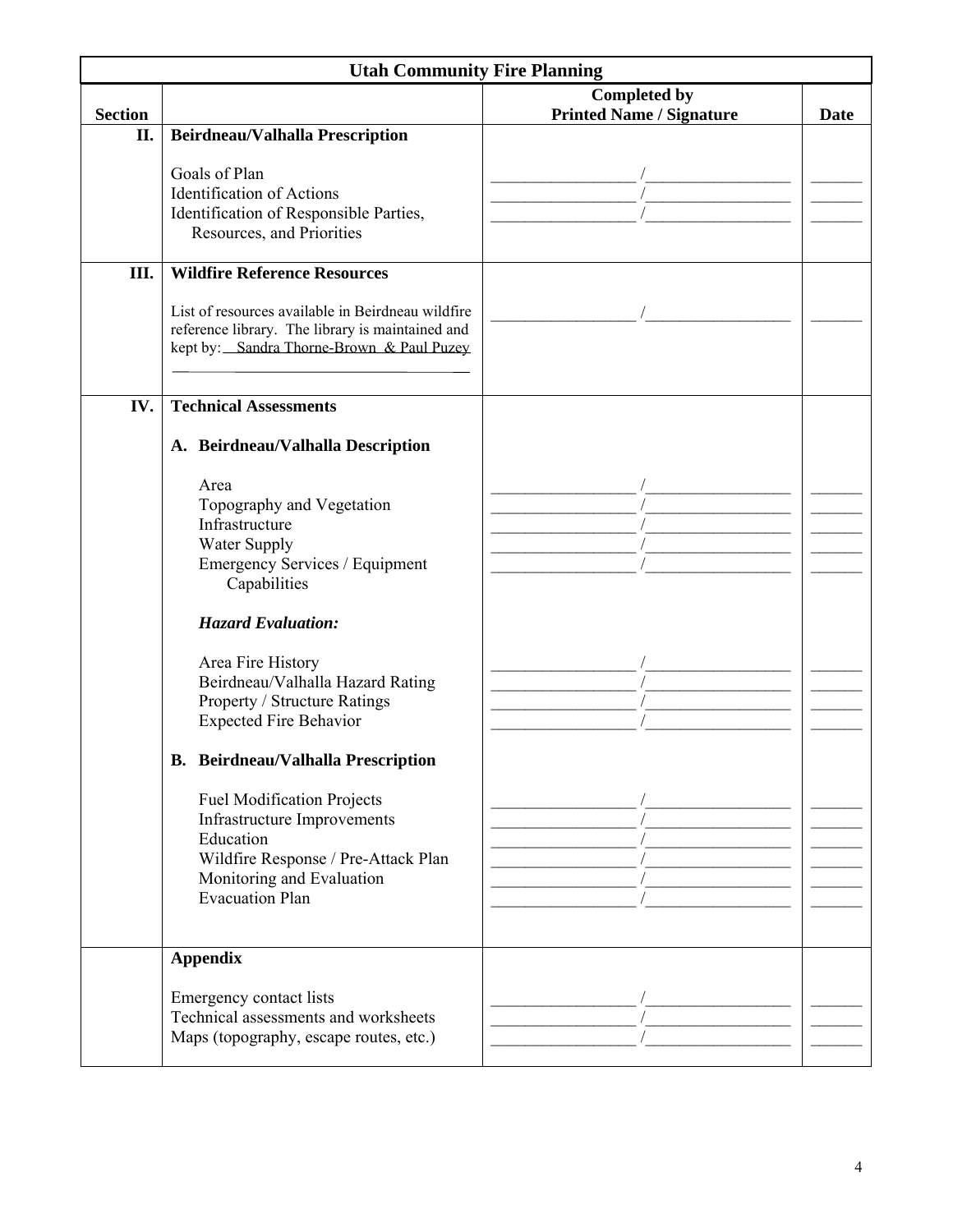| Utah Community Fire Planning | | | |
|---|---|---|---|
| **Section** | | **Completed by Printed Name / Signature** | **Date** |
| **II.** | **Beirdneau/Valhalla Prescription** | | |
| | Goals of Plan | _________________ /_________________ | ______ |
| | Identification of Actions | _________________ /_________________ | ______ |
| | Identification of Responsible Parties, Resources, and Priorities | _________________ /_________________ | ______ |
| **III.** | **Wildfire Reference Resources** | | |
| | List of resources available in Beirdneau wildfire reference library. The library is maintained and kept by: Sandra Thorne-Brown & Paul Puzey | _________________ /_________________ | ______ |
| **IV.** | **Technical Assessments** | | |
| | **A. Beirdneau/Valhalla Description** | | |
| | Area | _________________ /_________________ | ______ |
| | Topography and Vegetation | _________________ /_________________ | ______ |
| | Infrastructure | _________________ /_________________ | ______ |
| | Water Supply | _________________ /_________________ | ______ |
| | Emergency Services / Equipment Capabilities | _________________ /_________________ | ______ |
| | ***Hazard Evaluation:*** | | |
| | Area Fire History | _________________ /_________________ | ______ |
| | Beirdneau/Valhalla Hazard Rating | _________________ /_________________ | ______ |
| | Property / Structure Ratings | _________________ /_________________ | ______ |
| | Expected Fire Behavior | _________________ /_________________ | ______ |
| | **B. Beirdneau/Valhalla Prescription** | | |
| | Fuel Modification Projects | _________________ /_________________ | ______ |
| | Infrastructure Improvements | _________________ /_________________ | ______ |
| | Education | _________________ /_________________ | ______ |
| | Wildfire Response / Pre-Attack Plan | _________________ /_________________ | ______ |
| | Monitoring and Evaluation | _________________ /_________________ | ______ |
| | Evacuation Plan | _________________ /_________________ | ______ |
| | **Appendix** | | |
| | Emergency contact lists | _________________ /_________________ | ______ |
| | Technical assessments and worksheets | _________________ /_________________ | ______ |
| | Maps (topography, escape routes, etc.) | _________________ /_________________ | ______ |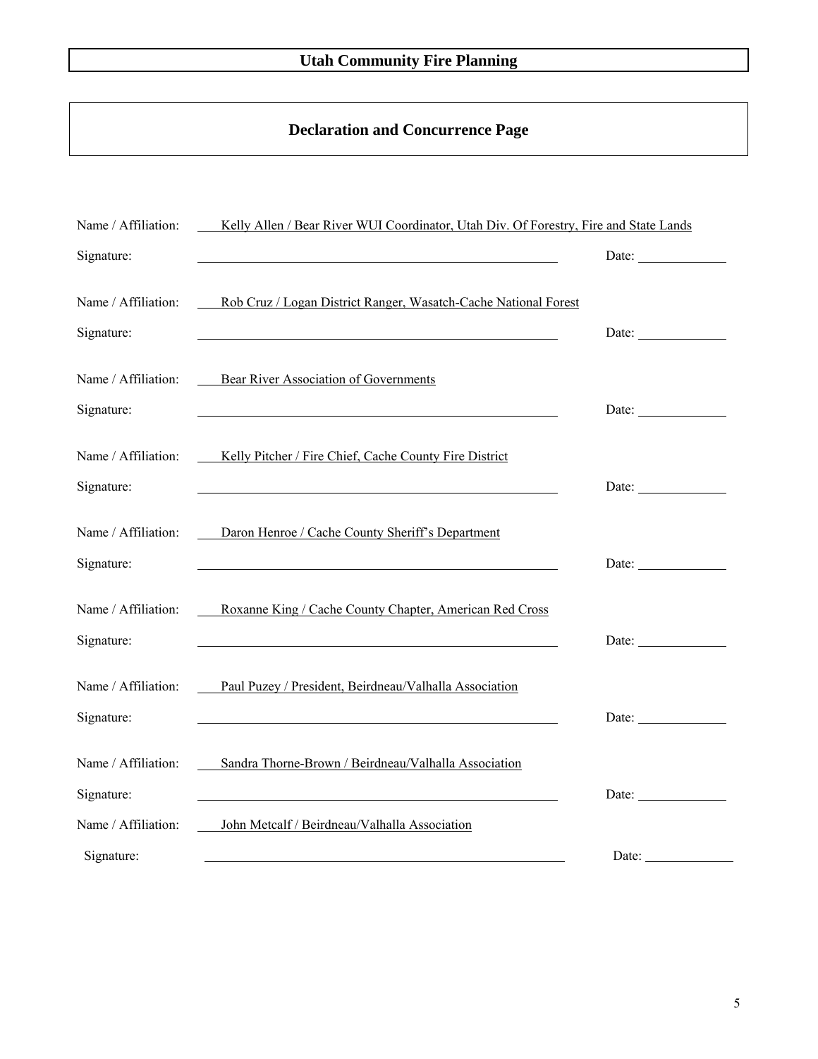# Utah Community Fire Planning

## Declaration and Concurrence Page

Name / Affiliation: Kelly Allen / Bear River WUI Coordinator, Utah Div. Of Forestry, Fire and State Lands

Signature: ______________________________ Date: ____________

Name / Affiliation: Rob Cruz / Logan District Ranger, Wasatch-Cache National Forest

Signature: ______________________________ Date: ____________

Name / Affiliation: Bear River Association of Governments

Signature: ______________________________ Date: ____________

Name / Affiliation: Kelly Pitcher / Fire Chief, Cache County Fire District

Signature: ______________________________ Date: ____________

Name / Affiliation: Daron Henroe / Cache County Sheriff's Department

Signature: ______________________________ Date: ____________

Name / Affiliation: Roxanne King / Cache County Chapter, American Red Cross

Signature: ______________________________ Date: ____________

Name / Affiliation: Paul Puzey / President, Beirdneau/Valhalla Association

Signature: ______________________________ Date: ____________

Name / Affiliation: Sandra Thorne-Brown / Beirdneau/Valhalla Association

Signature: ______________________________ Date: ____________

Name / Affiliation: John Metcalf / Beirdneau/Valhalla Association

Signature: ______________________________ Date: ____________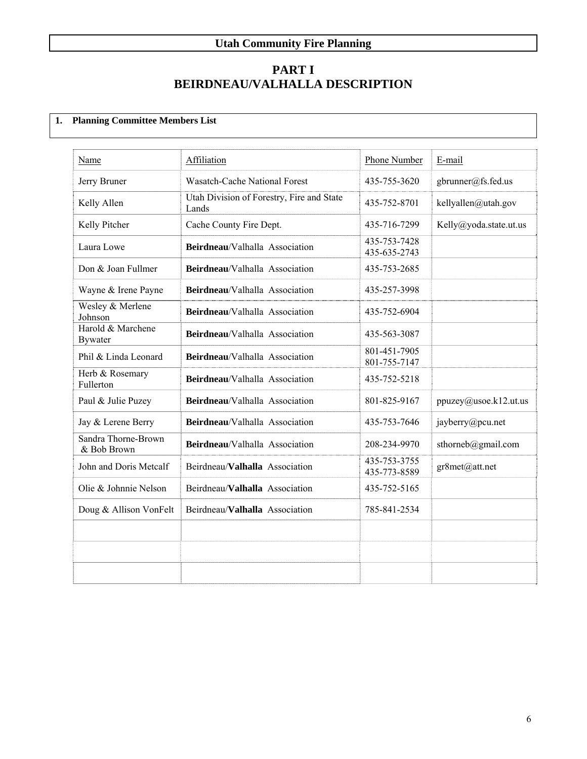**Utah Community Fire Planning**

# PART I
# BEIRDNEAU/VALHALLA DESCRIPTION

## 1. Planning Committee Members List

| Name | Affiliation | Phone Number | E-mail |
|---|---|---|---|
| Jerry Bruner | Wasatch-Cache National Forest | 435-755-3620 | gbrunner@fs.fed.us |
| Kelly Allen | Utah Division of Forestry, Fire and State Lands | 435-752-8701 | kellyallen@utah.gov |
| Kelly Pitcher | Cache County Fire Dept. | 435-716-7299 | Kelly@yoda.state.ut.us |
| Laura Lowe | **Beirdneau**/Valhalla Association | 435-753-7428 435-635-2743 | |
| Don & Joan Fullmer | **Beirdneau**/Valhalla Association | 435-753-2685 | |
| Wayne & Irene Payne | **Beirdneau**/Valhalla Association | 435-257-3998 | |
| Wesley & Merlene Johnson | **Beirdneau**/Valhalla Association | 435-752-6904 | |
| Harold & Marchene Bywater | **Beirdneau**/Valhalla Association | 435-563-3087 | |
| Phil & Linda Leonard | **Beirdneau**/Valhalla Association | 801-451-7905 801-755-7147 | |
| Herb & Rosemary Fullerton | **Beirdneau**/Valhalla Association | 435-752-5218 | |
| Paul & Julie Puzey | **Beirdneau**/Valhalla Association | 801-825-9167 | ppuzey@usoe.k12.ut.us |
| Jay & Lerene Berry | **Beirdneau**/Valhalla Association | 435-753-7646 | jayberry@pcu.net |
| Sandra Thorne-Brown & Bob Brown | **Beirdneau**/Valhalla Association | 208-234-9970 | sthorneb@gmail.com |
| John and Doris Metcalf | Beirdneau/**Valhalla** Association | 435-753-3755 435-773-8589 | gr8met@att.net |
| Olie & Johnnie Nelson | Beirdneau/**Valhalla** Association | 435-752-5165 | |
| Doug & Allison VonFelt | Beirdneau/**Valhalla** Association | 785-841-2534 | |
| | | | |
| | | | |
| | | | |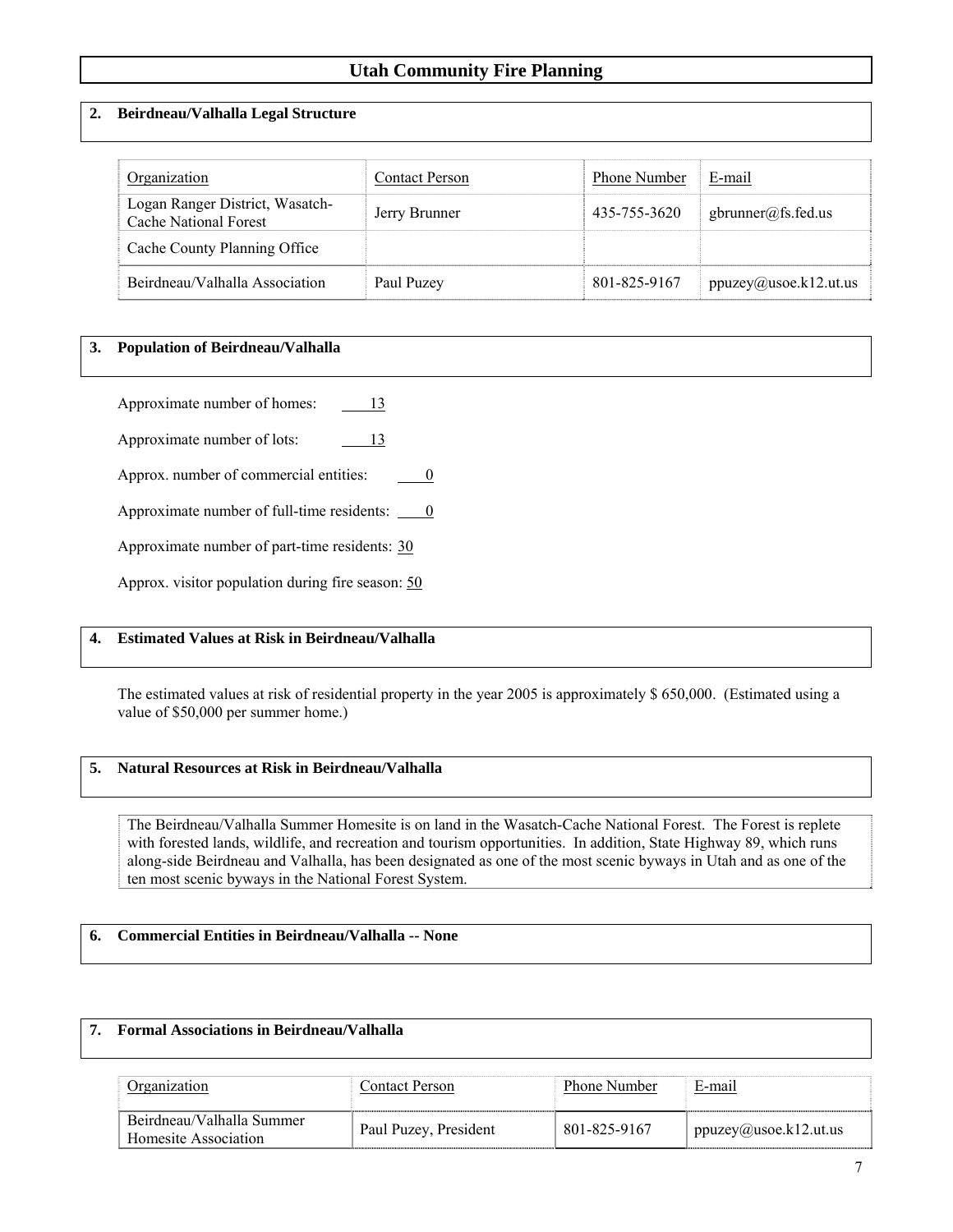# Utah Community Fire Planning

## 2. Beirdneau/Valhalla Legal Structure

| Organization | Contact Person | Phone Number | E-mail |
|---|---|---|---|
| Logan Ranger District, Wasatch-Cache National Forest | Jerry Brunner | 435-755-3620 | gbrunner@fs.fed.us |
| Cache County Planning Office | | | |
| Beirdneau/Valhalla Association | Paul Puzey | 801-825-9167 | ppuzey@usoe.k12.ut.us |

## 3. Population of Beirdneau/Valhalla

Approximate number of homes: 13

Approximate number of lots: 13

Approx. number of commercial entities: 0

Approximate number of full-time residents: 0

Approximate number of part-time residents: 30

Approx. visitor population during fire season: 50

## 4. Estimated Values at Risk in Beirdneau/Valhalla

The estimated values at risk of residential property in the year 2005 is approximately $ 650,000. (Estimated using a value of $50,000 per summer home.)

## 5. Natural Resources at Risk in Beirdneau/Valhalla

The Beirdneau/Valhalla Summer Homesite is on land in the Wasatch-Cache National Forest. The Forest is replete with forested lands, wildlife, and recreation and tourism opportunities. In addition, State Highway 89, which runs along-side Beirdneau and Valhalla, has been designated as one of the most scenic byways in Utah and as one of the ten most scenic byways in the National Forest System.

## 6. Commercial Entities in Beirdneau/Valhalla -- None

## 7. Formal Associations in Beirdneau/Valhalla

| Organization | Contact Person | Phone Number | E-mail |
|---|---|---|---|
| Beirdneau/Valhalla Summer Homesite Association | Paul Puzey, President | 801-825-9167 | ppuzey@usoe.k12.ut.us |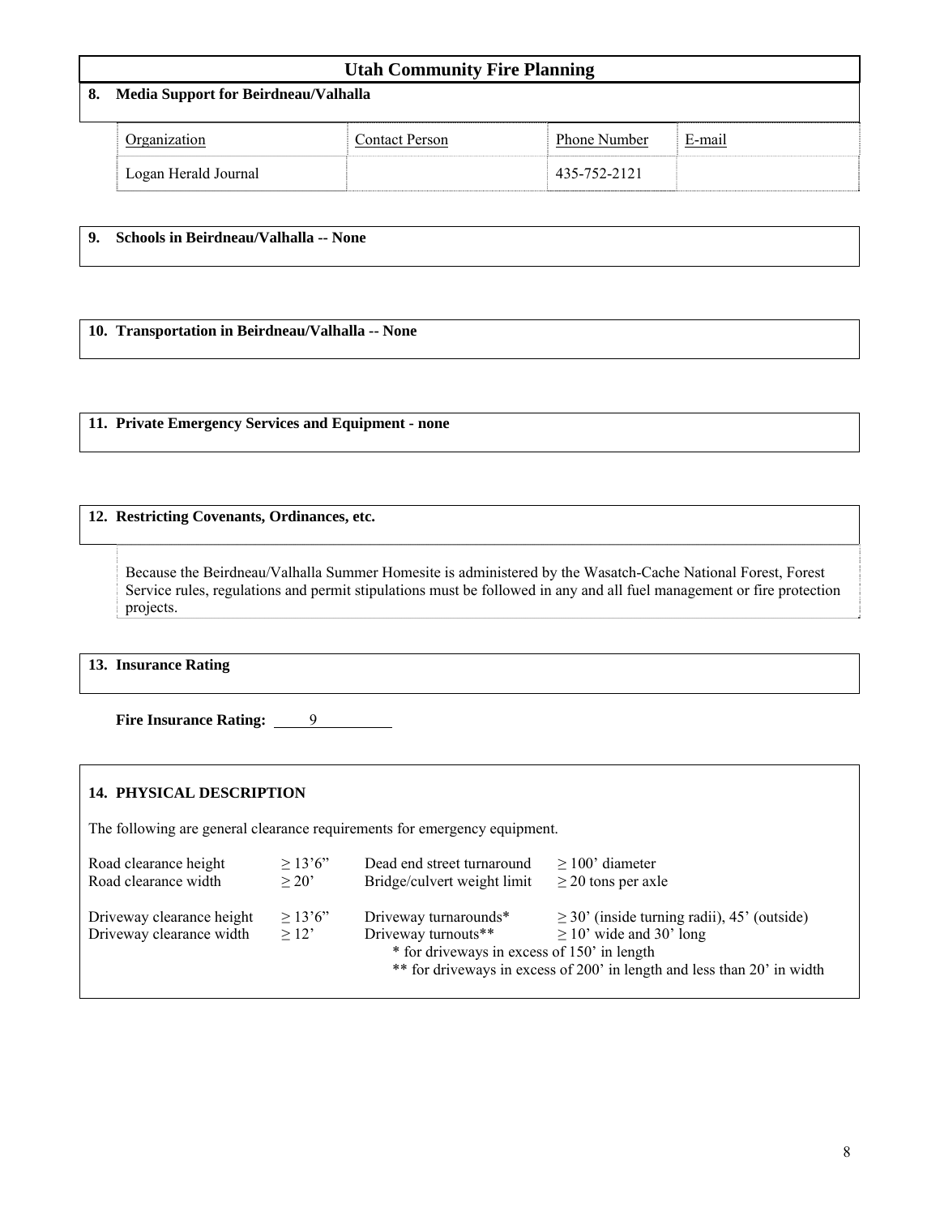## Utah Community Fire Planning

### 8. Media Support for Beirdneau/Valhalla

| Organization | Contact Person | Phone Number | E-mail |
|---|---|---|---|
| Logan Herald Journal | | 435-752-2121 | |

### 9. Schools in Beirdneau/Valhalla -- None

### 10. Transportation in Beirdneau/Valhalla -- None

### 11. Private Emergency Services and Equipment - none

### 12. Restricting Covenants, Ordinances, etc.

Because the Beirdneau/Valhalla Summer Homesite is administered by the Wasatch-Cache National Forest, Forest Service rules, regulations and permit stipulations must be followed in any and all fuel management or fire protection projects.

### 13. Insurance Rating

**Fire Insurance Rating:** 9

### 14. PHYSICAL DESCRIPTION

The following are general clearance requirements for emergency equipment.

| | | | |
|---|---|---|---|
| Road clearance height | ≥ 13'6" | Dead end street turnaround | ≥ 100' diameter |
| Road clearance width | ≥ 20' | Bridge/culvert weight limit | ≥ 20 tons per axle |
| Driveway clearance height | ≥ 13'6" | Driveway turnarounds* | ≥ 30' (inside turning radii), 45' (outside) |
| Driveway clearance width | ≥ 12' | Driveway turnouts** | ≥ 10' wide and 30' long |

\* for driveways in excess of 150' in length

\*\* for driveways in excess of 200' in length and less than 20' in width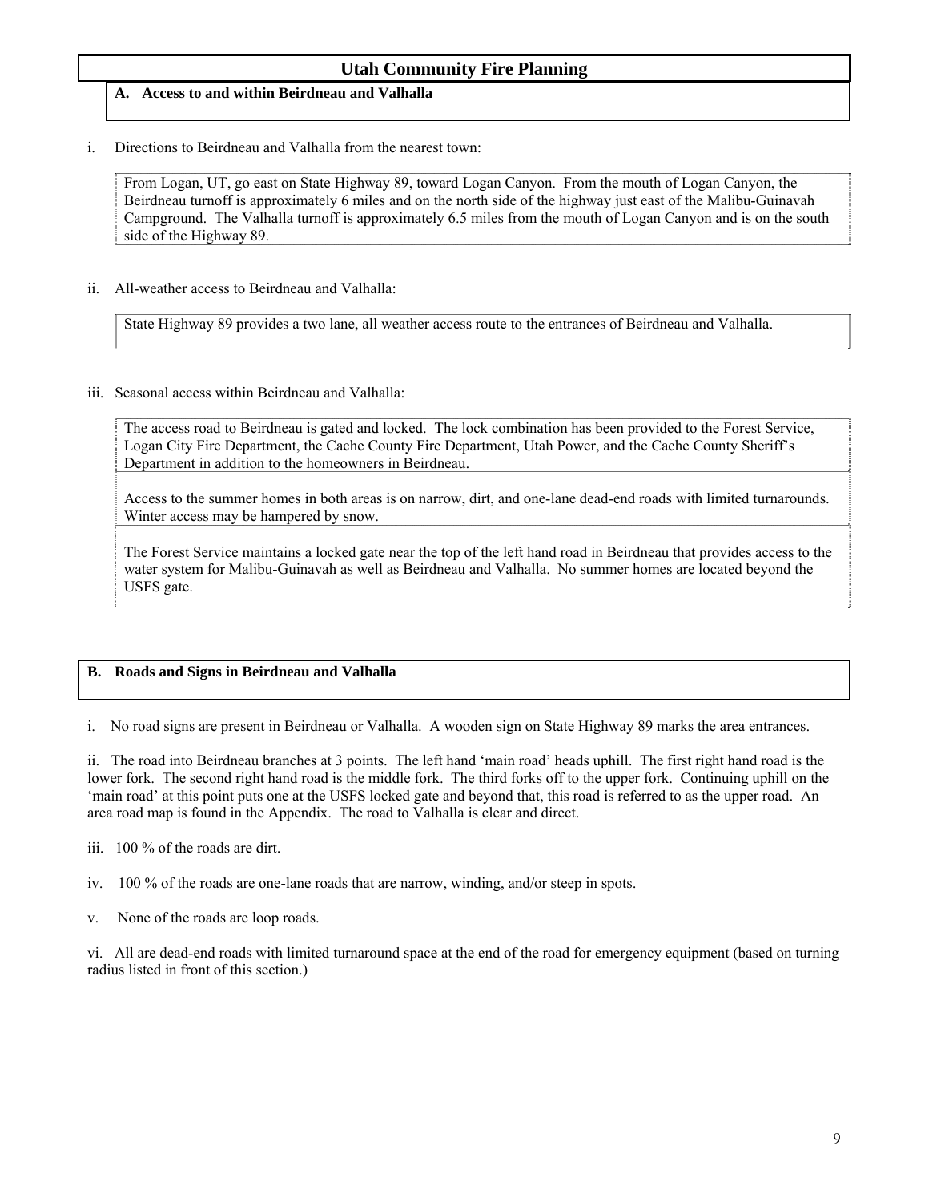# Utah Community Fire Planning

## A. Access to and within Beirdneau and Valhalla

i. Directions to Beirdneau and Valhalla from the nearest town:

From Logan, UT, go east on State Highway 89, toward Logan Canyon. From the mouth of Logan Canyon, the Beirdneau turnoff is approximately 6 miles and on the north side of the highway just east of the Malibu-Guinavah Campground. The Valhalla turnoff is approximately 6.5 miles from the mouth of Logan Canyon and is on the south side of the Highway 89.

ii. All-weather access to Beirdneau and Valhalla:

State Highway 89 provides a two lane, all weather access route to the entrances of Beirdneau and Valhalla.

iii. Seasonal access within Beirdneau and Valhalla:

The access road to Beirdneau is gated and locked. The lock combination has been provided to the Forest Service, Logan City Fire Department, the Cache County Fire Department, Utah Power, and the Cache County Sheriff's Department in addition to the homeowners in Beirdneau.

Access to the summer homes in both areas is on narrow, dirt, and one-lane dead-end roads with limited turnarounds. Winter access may be hampered by snow.

The Forest Service maintains a locked gate near the top of the left hand road in Beirdneau that provides access to the water system for Malibu-Guinavah as well as Beirdneau and Valhalla. No summer homes are located beyond the USFS gate.

## B. Roads and Signs in Beirdneau and Valhalla

i. No road signs are present in Beirdneau or Valhalla. A wooden sign on State Highway 89 marks the area entrances.

ii. The road into Beirdneau branches at 3 points. The left hand 'main road' heads uphill. The first right hand road is the lower fork. The second right hand road is the middle fork. The third forks off to the upper fork. Continuing uphill on the 'main road' at this point puts one at the USFS locked gate and beyond that, this road is referred to as the upper road. An area road map is found in the Appendix. The road to Valhalla is clear and direct.

iii. 100 % of the roads are dirt.

iv. 100 % of the roads are one-lane roads that are narrow, winding, and/or steep in spots.

v. None of the roads are loop roads.

vi. All are dead-end roads with limited turnaround space at the end of the road for emergency equipment (based on turning radius listed in front of this section.)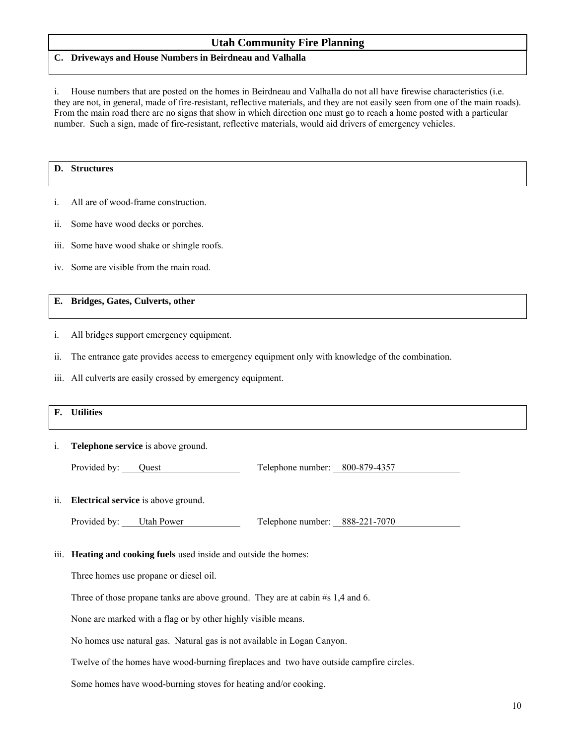## C. Driveways and House Numbers in Beirdneau and Valhalla

i. House numbers that are posted on the homes in Beirdneau and Valhalla do not all have firewise characteristics (i.e. they are not, in general, made of fire-resistant, reflective materials, and they are not easily seen from one of the main roads). From the main road there are no signs that show in which direction one must go to reach a home posted with a particular number. Such a sign, made of fire-resistant, reflective materials, would aid drivers of emergency vehicles.

## D. Structures

i. All are of wood-frame construction.

ii. Some have wood decks or porches.

iii. Some have wood shake or shingle roofs.

iv. Some are visible from the main road.

## E. Bridges, Gates, Culverts, other

i. All bridges support emergency equipment.

ii. The entrance gate provides access to emergency equipment only with knowledge of the combination.

iii. All culverts are easily crossed by emergency equipment.

## F. Utilities

i. **Telephone service** is above ground.

Provided by: Quest    Telephone number: 800-879-4357

ii. **Electrical service** is above ground.

Provided by: Utah Power    Telephone number: 888-221-7070

iii. **Heating and cooking fuels** used inside and outside the homes:

Three homes use propane or diesel oil.

Three of those propane tanks are above ground. They are at cabin #s 1,4 and 6.

None are marked with a flag or by other highly visible means.

No homes use natural gas. Natural gas is not available in Logan Canyon.

Twelve of the homes have wood-burning fireplaces and two have outside campfire circles.

Some homes have wood-burning stoves for heating and/or cooking.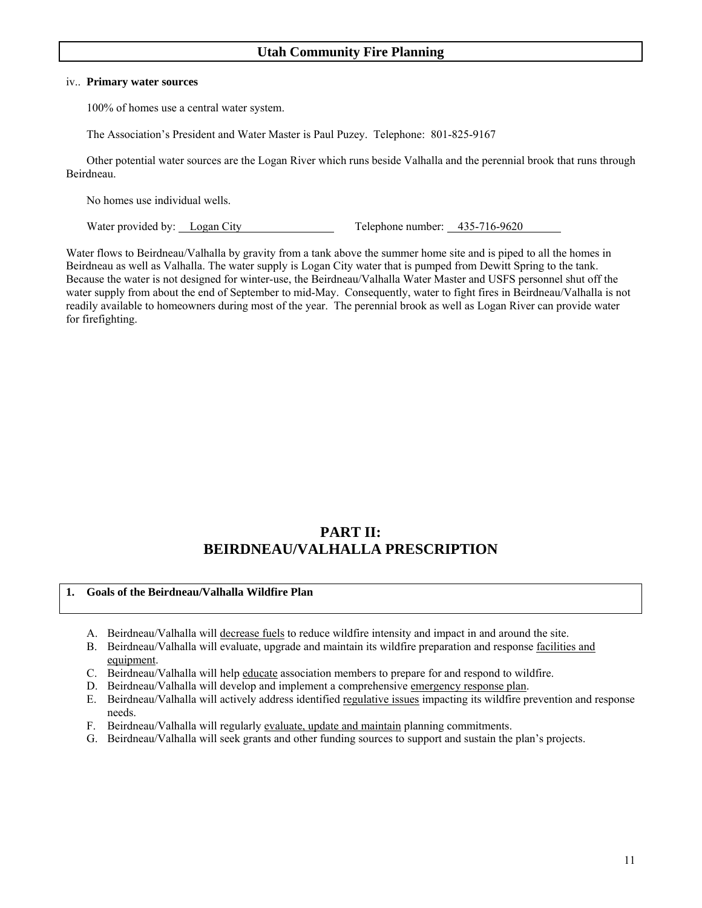iv.. **Primary water sources**

100% of homes use a central water system.

The Association's President and Water Master is Paul Puzey. Telephone: 801-825-9167

Other potential water sources are the Logan River which runs beside Valhalla and the perennial brook that runs through Beirdneau.

No homes use individual wells.

Water provided by: Logan City Telephone number: 435-716-9620

Water flows to Beirdneau/Valhalla by gravity from a tank above the summer home site and is piped to all the homes in Beirdneau as well as Valhalla. The water supply is Logan City water that is pumped from Dewitt Spring to the tank. Because the water is not designed for winter-use, the Beirdneau/Valhalla Water Master and USFS personnel shut off the water supply from about the end of September to mid-May. Consequently, water to fight fires in Beirdneau/Valhalla is not readily available to homeowners during most of the year. The perennial brook as well as Logan River can provide water for firefighting.

# PART II: BEIRDNEAU/VALHALLA PRESCRIPTION

## 1. Goals of the Beirdneau/Valhalla Wildfire Plan

A. Beirdneau/Valhalla will decrease fuels to reduce wildfire intensity and impact in and around the site.
B. Beirdneau/Valhalla will evaluate, upgrade and maintain its wildfire preparation and response facilities and equipment.
C. Beirdneau/Valhalla will help educate association members to prepare for and respond to wildfire.
D. Beirdneau/Valhalla will develop and implement a comprehensive emergency response plan.
E. Beirdneau/Valhalla will actively address identified regulative issues impacting its wildfire prevention and response needs.
F. Beirdneau/Valhalla will regularly evaluate, update and maintain planning commitments.
G. Beirdneau/Valhalla will seek grants and other funding sources to support and sustain the plan's projects.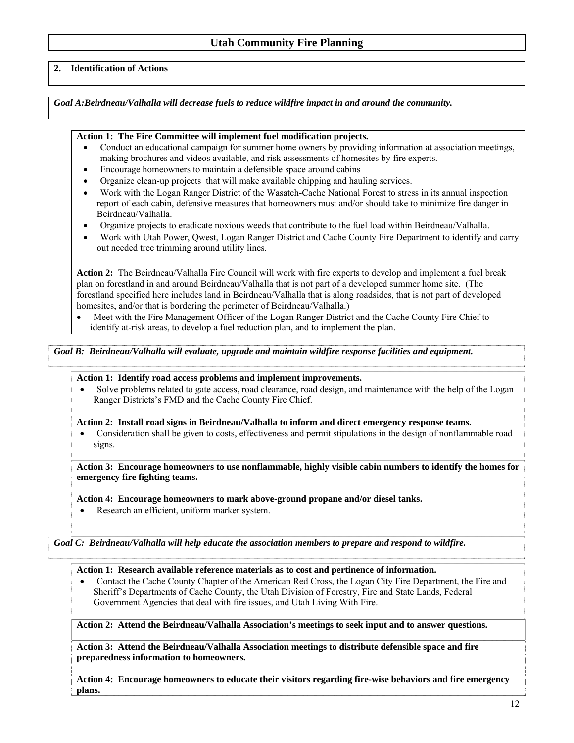# Utah Community Fire Planning

## 2. Identification of Actions

***Goal A:Beirdneau/Valhalla will decrease fuels to reduce wildfire impact in and around the community.***

**Action 1: The Fire Committee will implement fuel modification projects.**

- Conduct an educational campaign for summer home owners by providing information at association meetings, making brochures and videos available, and risk assessments of homesites by fire experts.
- Encourage homeowners to maintain a defensible space around cabins
- Organize clean-up projects that will make available chipping and hauling services.
- Work with the Logan Ranger District of the Wasatch-Cache National Forest to stress in its annual inspection report of each cabin, defensive measures that homeowners must and/or should take to minimize fire danger in Beirdneau/Valhalla.
- Organize projects to eradicate noxious weeds that contribute to the fuel load within Beirdneau/Valhalla.
- Work with Utah Power, Qwest, Logan Ranger District and Cache County Fire Department to identify and carry out needed tree trimming around utility lines.

**Action 2:** The Beirdneau/Valhalla Fire Council will work with fire experts to develop and implement a fuel break plan on forestland in and around Beirdneau/Valhalla that is not part of a developed summer home site. (The forestland specified here includes land in Beirdneau/Valhalla that is along roadsides, that is not part of developed homesites, and/or that is bordering the perimeter of Beirdneau/Valhalla.)

- Meet with the Fire Management Officer of the Logan Ranger District and the Cache County Fire Chief to identify at-risk areas, to develop a fuel reduction plan, and to implement the plan.

***Goal B: Beirdneau/Valhalla will evaluate, upgrade and maintain wildfire response facilities and equipment.***

**Action 1: Identify road access problems and implement improvements.**

- Solve problems related to gate access, road clearance, road design, and maintenance with the help of the Logan Ranger Districts's FMD and the Cache County Fire Chief.

**Action 2: Install road signs in Beirdneau/Valhalla to inform and direct emergency response teams.**

- Consideration shall be given to costs, effectiveness and permit stipulations in the design of nonflammable road signs.

**Action 3: Encourage homeowners to use nonflammable, highly visible cabin numbers to identify the homes for emergency fire fighting teams.**

**Action 4: Encourage homeowners to mark above-ground propane and/or diesel tanks.**

- Research an efficient, uniform marker system.

***Goal C: Beirdneau/Valhalla will help educate the association members to prepare and respond to wildfire.***

**Action 1: Research available reference materials as to cost and pertinence of information.**

- Contact the Cache County Chapter of the American Red Cross, the Logan City Fire Department, the Fire and Sheriff's Departments of Cache County, the Utah Division of Forestry, Fire and State Lands, Federal Government Agencies that deal with fire issues, and Utah Living With Fire.

**Action 2: Attend the Beirdneau/Valhalla Association's meetings to seek input and to answer questions.**

**Action 3: Attend the Beirdneau/Valhalla Association meetings to distribute defensible space and fire preparedness information to homeowners.**

**Action 4: Encourage homeowners to educate their visitors regarding fire-wise behaviors and fire emergency plans.**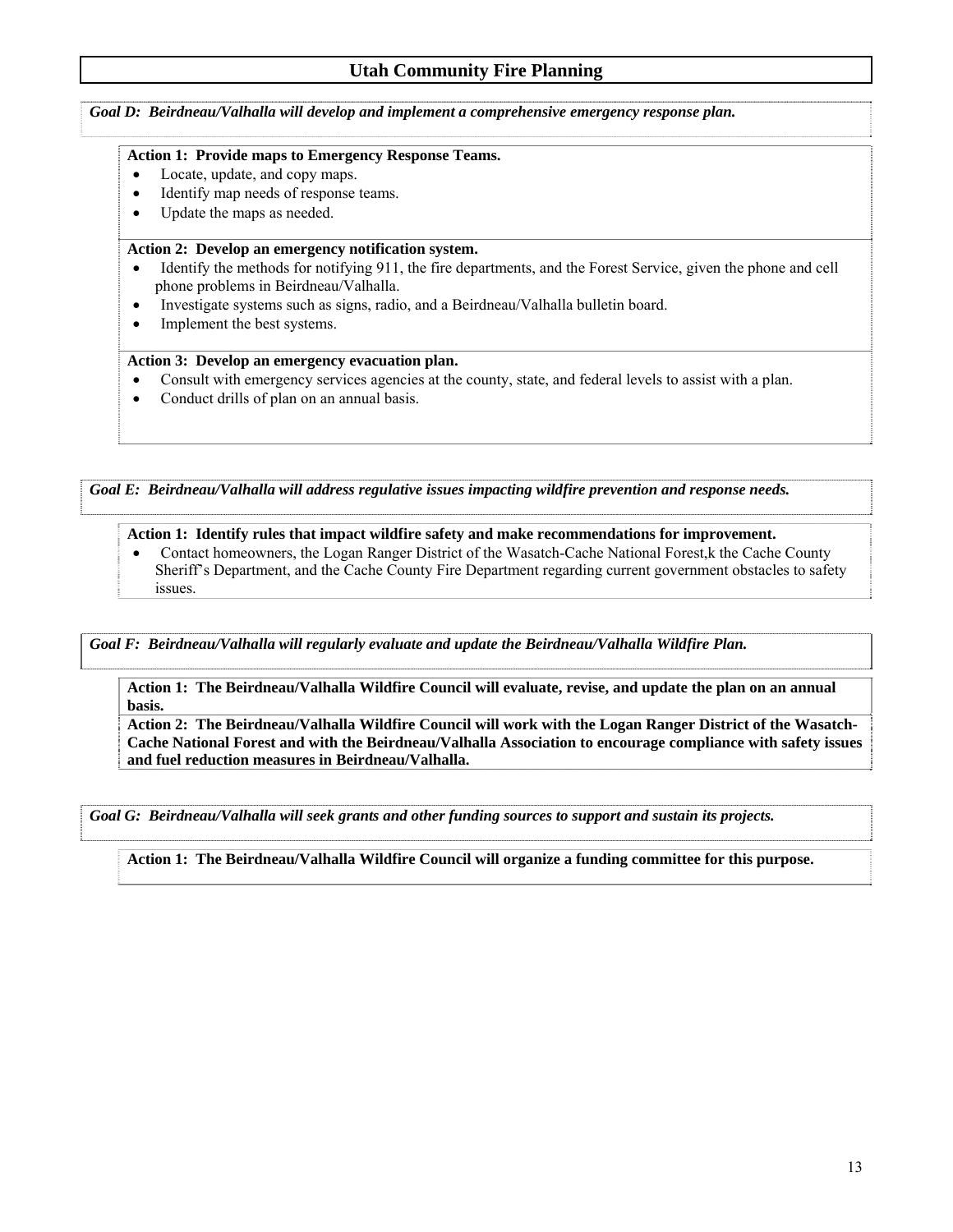*Goal D: Beirdneau/Valhalla will develop and implement a comprehensive emergency response plan.*

**Action 1: Provide maps to Emergency Response Teams.**

- Locate, update, and copy maps.
- Identify map needs of response teams.
- Update the maps as needed.

**Action 2: Develop an emergency notification system.**

- Identify the methods for notifying 911, the fire departments, and the Forest Service, given the phone and cell phone problems in Beirdneau/Valhalla.
- Investigate systems such as signs, radio, and a Beirdneau/Valhalla bulletin board.
- Implement the best systems.

**Action 3: Develop an emergency evacuation plan.**

- Consult with emergency services agencies at the county, state, and federal levels to assist with a plan.
- Conduct drills of plan on an annual basis.

*Goal E: Beirdneau/Valhalla will address regulative issues impacting wildfire prevention and response needs.*

**Action 1: Identify rules that impact wildfire safety and make recommendations for improvement.**

- Contact homeowners, the Logan Ranger District of the Wasatch-Cache National Forest,k the Cache County Sheriff's Department, and the Cache County Fire Department regarding current government obstacles to safety issues.

*Goal F: Beirdneau/Valhalla will regularly evaluate and update the Beirdneau/Valhalla Wildfire Plan.*

**Action 1: The Beirdneau/Valhalla Wildfire Council will evaluate, revise, and update the plan on an annual basis.**

**Action 2: The Beirdneau/Valhalla Wildfire Council will work with the Logan Ranger District of the Wasatch-Cache National Forest and with the Beirdneau/Valhalla Association to encourage compliance with safety issues and fuel reduction measures in Beirdneau/Valhalla.**

*Goal G: Beirdneau/Valhalla will seek grants and other funding sources to support and sustain its projects.*

**Action 1: The Beirdneau/Valhalla Wildfire Council will organize a funding committee for this purpose.**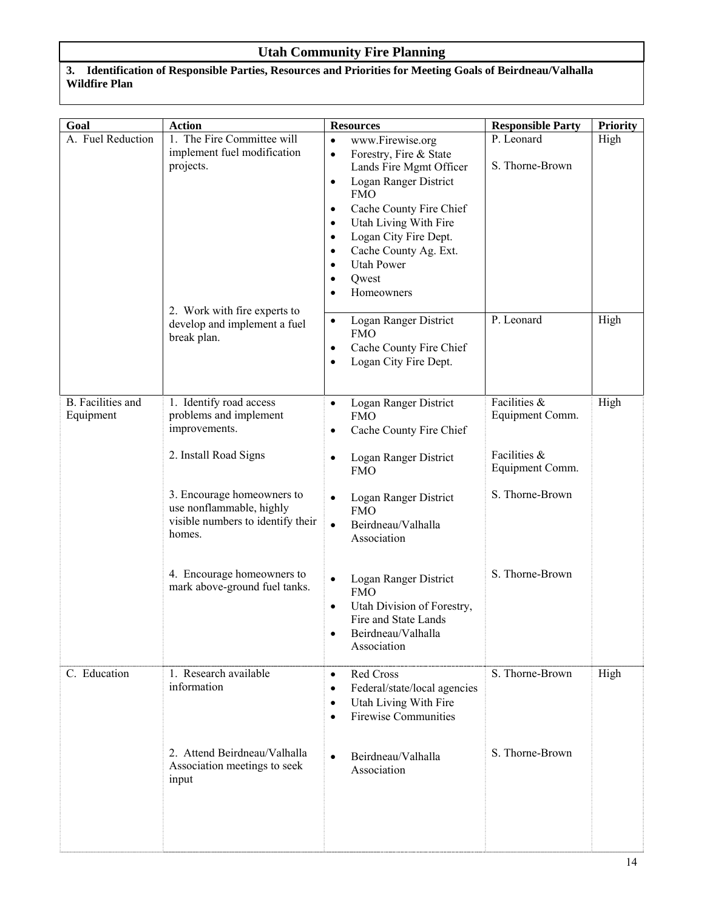# Utah Community Fire Planning

**3. Identification of Responsible Parties, Resources and Priorities for Meeting Goals of Beirdneau/Valhalla Wildfire Plan**

| Goal | Action | Resources | Responsible Party | Priority |
|---|---|---|---|---|
| A. Fuel Reduction | 1. The Fire Committee will implement fuel modification projects. | • www.Firewise.org<br>• Forestry, Fire & State Lands Fire Mgmt Officer<br>• Logan Ranger District FMO<br>• Cache County Fire Chief<br>• Utah Living With Fire<br>• Logan City Fire Dept.<br>• Cache County Ag. Ext.<br>• Utah Power<br>• Qwest<br>• Homeowners | P. Leonard<br><br>S. Thorne-Brown | High |
| | 2. Work with fire experts to develop and implement a fuel break plan. | • Logan Ranger District FMO<br>• Cache County Fire Chief<br>• Logan City Fire Dept. | P. Leonard | High |
| B. Facilities and Equipment | 1. Identify road access problems and implement improvements. | • Logan Ranger District FMO<br>• Cache County Fire Chief | Facilities & Equipment Comm. | High |
| | 2. Install Road Signs | • Logan Ranger District FMO | Facilities & Equipment Comm. | |
| | 3. Encourage homeowners to use nonflammable, highly visible numbers to identify their homes. | • Logan Ranger District FMO<br>• Beirdneau/Valhalla Association | S. Thorne-Brown | |
| | 4. Encourage homeowners to mark above-ground fuel tanks. | • Logan Ranger District FMO<br>• Utah Division of Forestry, Fire and State Lands<br>• Beirdneau/Valhalla Association | S. Thorne-Brown | |
| C. Education | 1. Research available information | • Red Cross<br>• Federal/state/local agencies<br>• Utah Living With Fire<br>• Firewise Communities | S. Thorne-Brown | High |
| | 2. Attend Beirdneau/Valhalla Association meetings to seek input | • Beirdneau/Valhalla Association | S. Thorne-Brown | |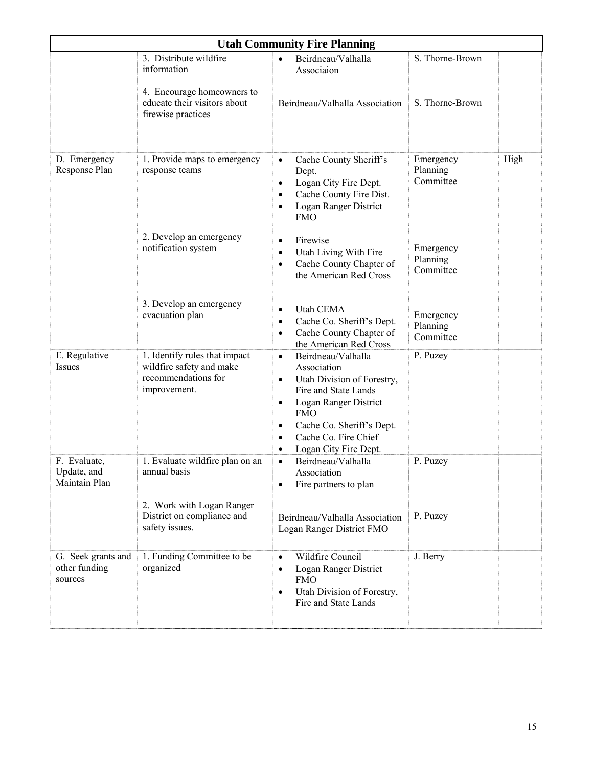| Utah Community Fire Planning | | | | |
|---|---|---|---|---|
| | 3. Distribute wildfire information | • Beirdneau/Valhalla Associaion | S. Thorne-Brown | |
| | 4. Encourage homeowners to educate their visitors about firewise practices | Beirdneau/Valhalla Association | S. Thorne-Brown | |
| D. Emergency Response Plan | 1. Provide maps to emergency response teams | • Cache County Sheriff's Dept.<br>• Logan City Fire Dept.<br>• Cache County Fire Dist.<br>• Logan Ranger District FMO | Emergency Planning Committee | High |
| | 2. Develop an emergency notification system | • Firewise<br>• Utah Living With Fire<br>• Cache County Chapter of the American Red Cross | Emergency Planning Committee | |
| | 3. Develop an emergency evacuation plan | • Utah CEMA<br>• Cache Co. Sheriff's Dept.<br>• Cache County Chapter of the American Red Cross | Emergency Planning Committee | |
| E. Regulative Issues | 1. Identify rules that impact wildfire safety and make recommendations for improvement. | • Beirdneau/Valhalla Association<br>• Utah Division of Forestry, Fire and State Lands<br>• Logan Ranger District FMO<br>• Cache Co. Sheriff's Dept.<br>• Cache Co. Fire Chief<br>• Logan City Fire Dept. | P. Puzey | |
| F. Evaluate, Update, and Maintain Plan | 1. Evaluate wildfire plan on an annual basis | • Beirdneau/Valhalla Association<br>• Fire partners to plan | P. Puzey | |
| | 2. Work with Logan Ranger District on compliance and safety issues. | Beirdneau/Valhalla Association<br>Logan Ranger District FMO | P. Puzey | |
| G. Seek grants and other funding sources | 1. Funding Committee to be organized | • Wildfire Council<br>• Logan Ranger District FMO<br>• Utah Division of Forestry, Fire and State Lands | J. Berry | |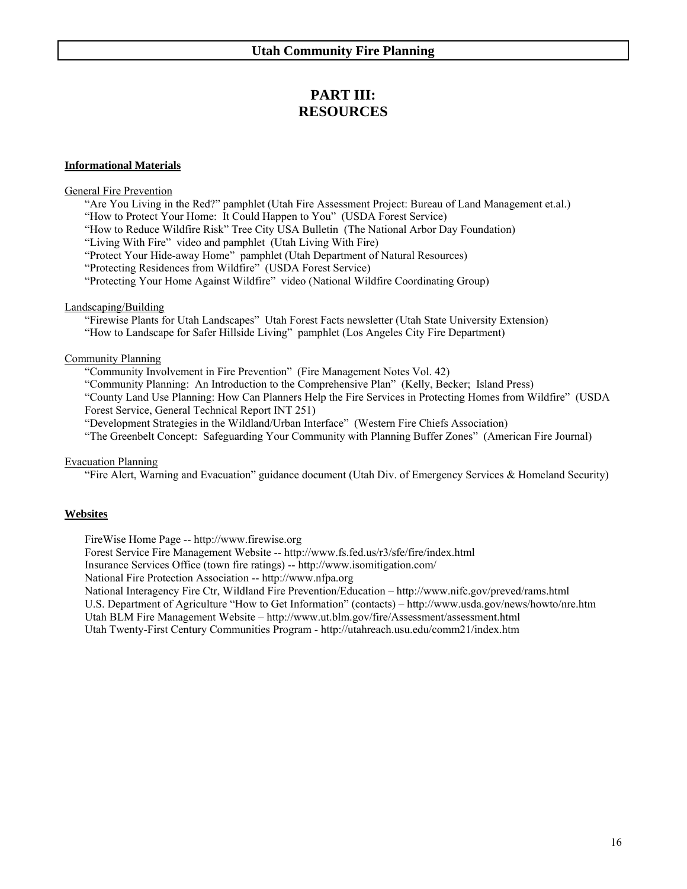# PART III: RESOURCES

**Informational Materials**

General Fire Prevention

"Are You Living in the Red?" pamphlet (Utah Fire Assessment Project: Bureau of Land Management et.al.)
"How to Protect Your Home: It Could Happen to You" (USDA Forest Service)
"How to Reduce Wildfire Risk" Tree City USA Bulletin (The National Arbor Day Foundation)
"Living With Fire" video and pamphlet (Utah Living With Fire)
"Protect Your Hide-away Home" pamphlet (Utah Department of Natural Resources)
"Protecting Residences from Wildfire" (USDA Forest Service)
"Protecting Your Home Against Wildfire" video (National Wildfire Coordinating Group)

Landscaping/Building

"Firewise Plants for Utah Landscapes" Utah Forest Facts newsletter (Utah State University Extension)
"How to Landscape for Safer Hillside Living" pamphlet (Los Angeles City Fire Department)

Community Planning

"Community Involvement in Fire Prevention" (Fire Management Notes Vol. 42)
"Community Planning: An Introduction to the Comprehensive Plan" (Kelly, Becker; Island Press)
"County Land Use Planning: How Can Planners Help the Fire Services in Protecting Homes from Wildfire" (USDA Forest Service, General Technical Report INT 251)
"Development Strategies in the Wildland/Urban Interface" (Western Fire Chiefs Association)
"The Greenbelt Concept: Safeguarding Your Community with Planning Buffer Zones" (American Fire Journal)

Evacuation Planning

"Fire Alert, Warning and Evacuation" guidance document (Utah Div. of Emergency Services & Homeland Security)

**Websites**

FireWise Home Page -- http://www.firewise.org
Forest Service Fire Management Website -- http://www.fs.fed.us/r3/sfe/fire/index.html
Insurance Services Office (town fire ratings) -- http://www.isomitigation.com/
National Fire Protection Association -- http://www.nfpa.org
National Interagency Fire Ctr, Wildland Fire Prevention/Education – http://www.nifc.gov/preved/rams.html
U.S. Department of Agriculture "How to Get Information" (contacts) – http://www.usda.gov/news/howto/nre.htm
Utah BLM Fire Management Website – http://www.ut.blm.gov/fire/Assessment/assessment.html
Utah Twenty-First Century Communities Program - http://utahreach.usu.edu/comm21/index.htm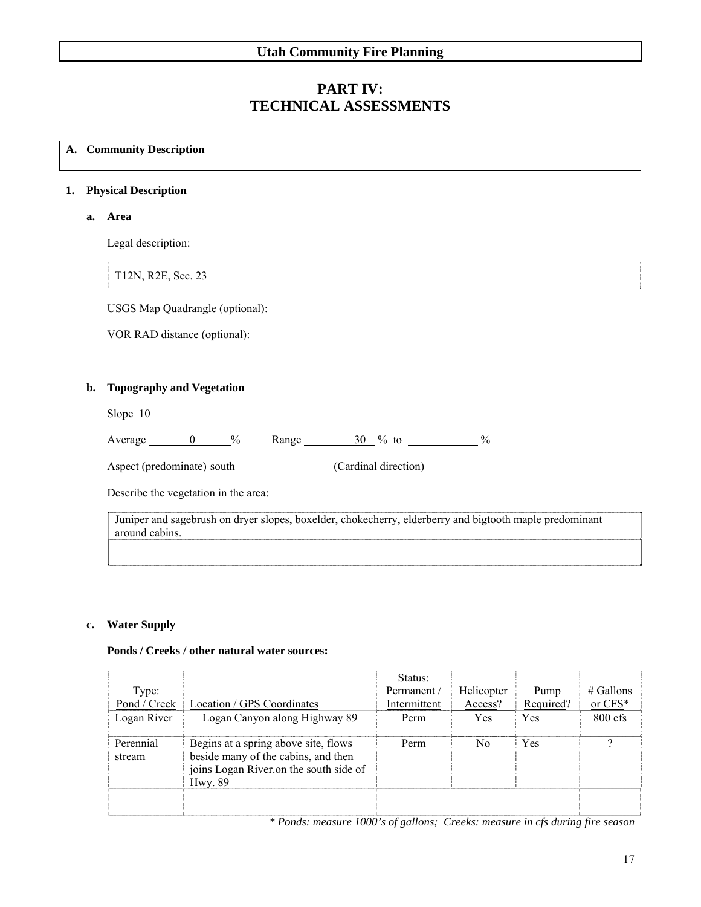# Utah Community Fire Planning

# PART IV: TECHNICAL ASSESSMENTS

## A. Community Description

### 1. Physical Description

#### a. Area

Legal description:

T12N, R2E, Sec. 23

USGS Map Quadrangle (optional):

VOR RAD distance (optional):

#### b. Topography and Vegetation

Slope 10

Average 0 % Range 30 % to %

Aspect (predominate) south (Cardinal direction)

Describe the vegetation in the area:

Juniper and sagebrush on dryer slopes, boxelder, chokecherry, elderberry and bigtooth maple predominant around cabins.

#### c. Water Supply

**Ponds / Creeks / other natural water sources:**

| Type: Pond / Creek | Location / GPS Coordinates | Status: Permanent / Intermittent | Helicopter Access? | Pump Required? | # Gallons or CFS* |
|---|---|---|---|---|---|
| Logan River | Logan Canyon along Highway 89 | Perm | Yes | Yes | 800 cfs |
| Perennial stream | Begins at a spring above site, flows beside many of the cabins, and then joins Logan River.on the south side of Hwy. 89 | Perm | No | Yes | ? |
| | | | | | |

*\* Ponds: measure 1000's of gallons; Creeks: measure in cfs during fire season*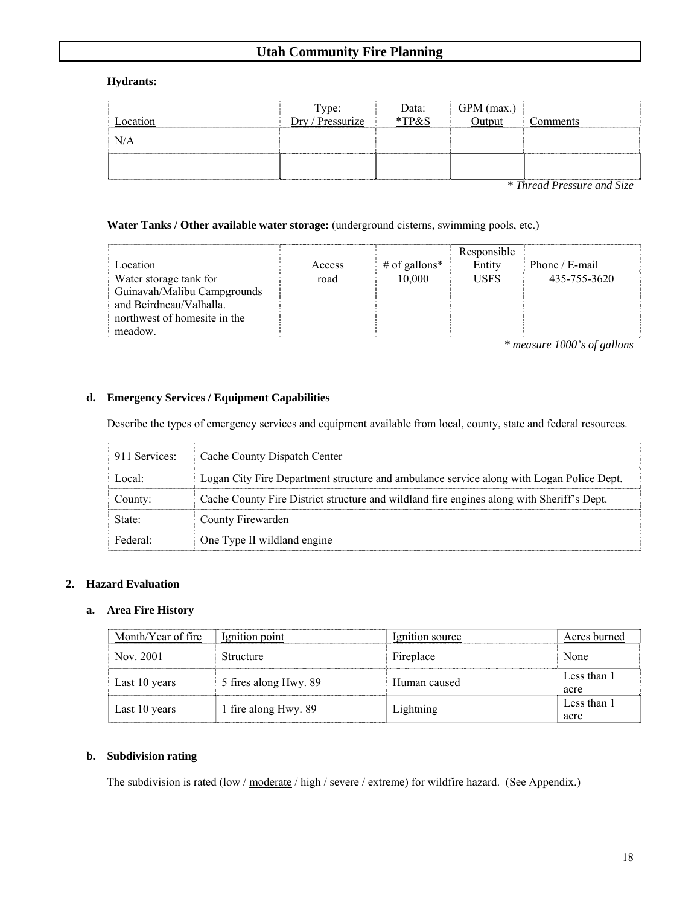**Hydrants:**

| Location | Type: Dry / Pressurize | Data: *TP&S | GPM (max.) Output | Comments |
|---|---|---|---|---|
| N/A | | | | |
| | | | | |

*\* Thread Pressure and Size*

**Water Tanks / Other available water storage:** (underground cisterns, swimming pools, etc.)

| Location | Access | # of gallons* | Responsible Entity | Phone / E-mail |
|---|---|---|---|---|
| Water storage tank for Guinavah/Malibu Campgrounds and Beirdneau/Valhalla. northwest of homesite in the meadow. | road | 10,000 | USFS | 435-755-3620 |

*\* measure 1000's of gallons*

**d. Emergency Services / Equipment Capabilities**

Describe the types of emergency services and equipment available from local, county, state and federal resources.

| | |
|---|---|
| 911 Services: | Cache County Dispatch Center |
| Local: | Logan City Fire Department structure and ambulance service along with Logan Police Dept. |
| County: | Cache County Fire District structure and wildland fire engines along with Sheriff's Dept. |
| State: | County Firewarden |
| Federal: | One Type II wildland engine |

**2. Hazard Evaluation**

**a. Area Fire History**

| Month/Year of fire | Ignition point | Ignition source | Acres burned |
|---|---|---|---|
| Nov. 2001 | Structure | Fireplace | None |
| Last 10 years | 5 fires along Hwy. 89 | Human caused | Less than 1 acre |
| Last 10 years | 1 fire along Hwy. 89 | Lightning | Less than 1 acre |

**b. Subdivision rating**

The subdivision is rated (low / moderate / high / severe / extreme) for wildfire hazard. (See Appendix.)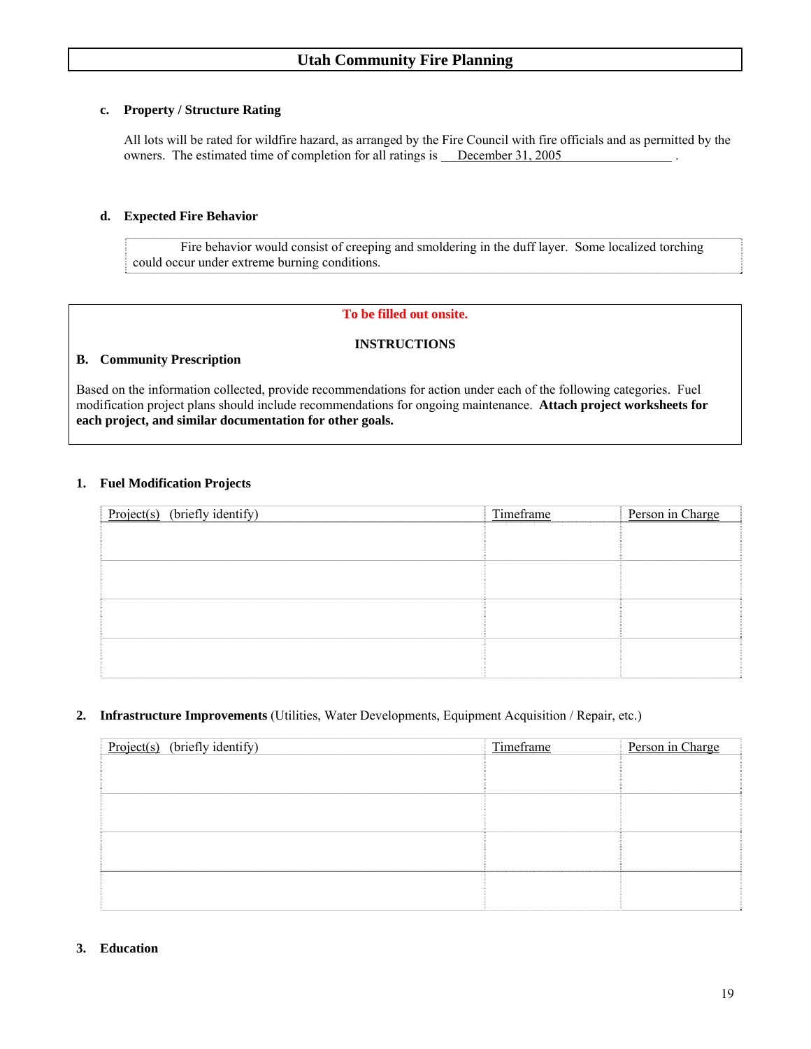### c. Property / Structure Rating

All lots will be rated for wildfire hazard, as arranged by the Fire Council with fire officials and as permitted by the owners. The estimated time of completion for all ratings is December 31, 2005 .

### d. Expected Fire Behavior

Fire behavior would consist of creeping and smoldering in the duff layer. Some localized torching could occur under extreme burning conditions.

**To be filled out onsite.**

**INSTRUCTIONS**

## B. Community Prescription

Based on the information collected, provide recommendations for action under each of the following categories. Fuel modification project plans should include recommendations for ongoing maintenance. **Attach project worksheets for each project, and similar documentation for other goals.**

### 1. Fuel Modification Projects

| Project(s) (briefly identify) | Timeframe | Person in Charge |
|---|---|---|
| | | |
| | | |
| | | |
| | | |

### 2. Infrastructure Improvements (Utilities, Water Developments, Equipment Acquisition / Repair, etc.)

| Project(s) (briefly identify) | Timeframe | Person in Charge |
|---|---|---|
| | | |
| | | |
| | | |
| | | |

### 3. Education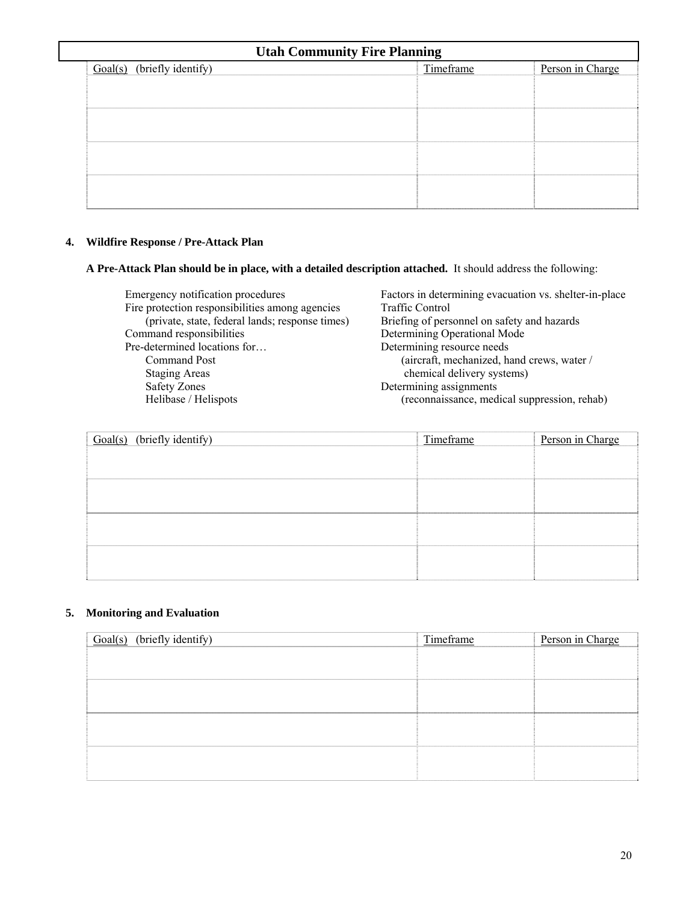| Utah Community Fire Planning | | |
|---|---|---|
| Goal(s) (briefly identify) | Timeframe | Person in Charge |
| | | |
| | | |
| | | |
| | | |

**4. Wildfire Response / Pre-Attack Plan**

**A Pre-Attack Plan should be in place, with a detailed description attached.** It should address the following:

- Emergency notification procedures
- Fire protection responsibilities among agencies (private, state, federal lands; response times)
- Command responsibilities
- Pre-determined locations for…
  - Command Post
  - Staging Areas
  - Safety Zones
  - Helibase / Helispots
- Factors in determining evacuation vs. shelter-in-place
- Traffic Control
- Briefing of personnel on safety and hazards
- Determining Operational Mode
- Determining resource needs (aircraft, mechanized, hand crews, water / chemical delivery systems)
- Determining assignments (reconnaissance, medical suppression, rehab)

| Goal(s) (briefly identify) | Timeframe | Person in Charge |
|---|---|---|
| | | |
| | | |
| | | |
| | | |

**5. Monitoring and Evaluation**

| Goal(s) (briefly identify) | Timeframe | Person in Charge |
|---|---|---|
| | | |
| | | |
| | | |
| | | |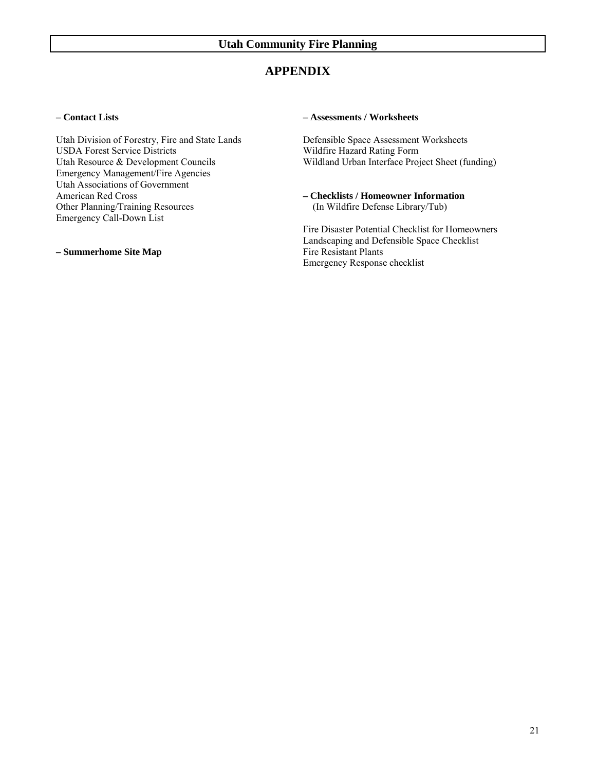# APPENDIX

**– Contact Lists**

Utah Division of Forestry, Fire and State Lands
USDA Forest Service Districts
Utah Resource & Development Councils
Emergency Management/Fire Agencies
Utah Associations of Government
American Red Cross
Other Planning/Training Resources
Emergency Call-Down List

**– Summerhome Site Map**

**– Assessments / Worksheets**

Defensible Space Assessment Worksheets
Wildfire Hazard Rating Form
Wildland Urban Interface Project Sheet (funding)

**– Checklists / Homeowner Information**
(In Wildfire Defense Library/Tub)

Fire Disaster Potential Checklist for Homeowners
Landscaping and Defensible Space Checklist
Fire Resistant Plants
Emergency Response checklist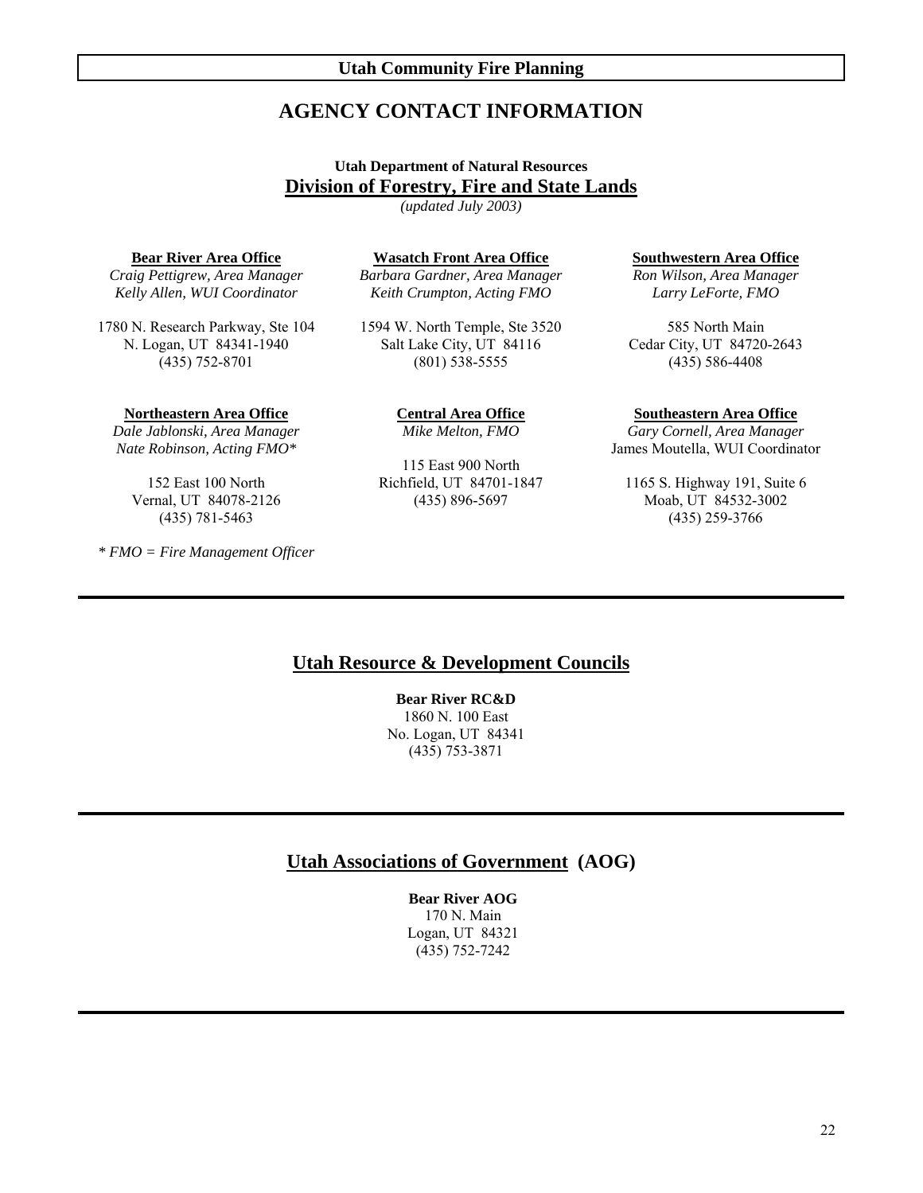# AGENCY CONTACT INFORMATION

**Utah Department of Natural Resources**

## Division of Forestry, Fire and State Lands

*(updated July 2003)*

**Bear River Area Office**
*Craig Pettigrew, Area Manager*
*Kelly Allen, WUI Coordinator*

1780 N. Research Parkway, Ste 104
N. Logan, UT 84341-1940
(435) 752-8701

**Wasatch Front Area Office**
*Barbara Gardner, Area Manager*
*Keith Crumpton, Acting FMO*

1594 W. North Temple, Ste 3520
Salt Lake City, UT 84116
(801) 538-5555

**Southwestern Area Office**
*Ron Wilson, Area Manager*
*Larry LeForte, FMO*

585 North Main
Cedar City, UT 84720-2643
(435) 586-4408

**Northeastern Area Office**
*Dale Jablonski, Area Manager*
*Nate Robinson, Acting FMO**

152 East 100 North
Vernal, UT 84078-2126
(435) 781-5463

**Central Area Office**
*Mike Melton, FMO*

115 East 900 North
Richfield, UT 84701-1847
(435) 896-5697

**Southeastern Area Office**
*Gary Cornell, Area Manager*
James Moutella, WUI Coordinator

1165 S. Highway 191, Suite 6
Moab, UT 84532-3002
(435) 259-3766

*\* FMO = Fire Management Officer*

---

## Utah Resource & Development Councils

**Bear River RC&D**
1860 N. 100 East
No. Logan, UT 84341
(435) 753-3871

---

## Utah Associations of Government (AOG)

**Bear River AOG**
170 N. Main
Logan, UT 84321
(435) 752-7242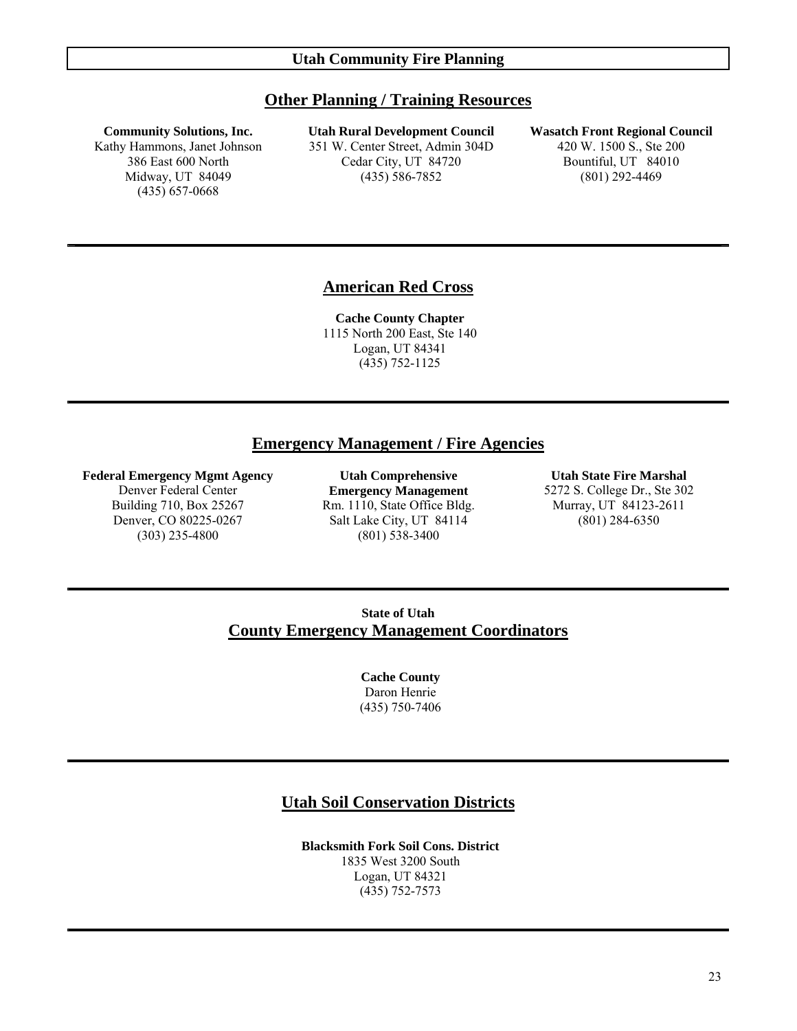## Other Planning / Training Resources

**Community Solutions, Inc.**
Kathy Hammons, Janet Johnson
386 East 600 North
Midway, UT 84049
(435) 657-0668

**Utah Rural Development Council**
351 W. Center Street, Admin 304D
Cedar City, UT 84720
(435) 586-7852

**Wasatch Front Regional Council**
420 W. 1500 S., Ste 200
Bountiful, UT 84010
(801) 292-4469

---

## American Red Cross

**Cache County Chapter**
1115 North 200 East, Ste 140
Logan, UT 84341
(435) 752-1125

---

## Emergency Management / Fire Agencies

**Federal Emergency Mgmt Agency**
Denver Federal Center
Building 710, Box 25267
Denver, CO 80225-0267
(303) 235-4800

**Utah Comprehensive Emergency Management**
Rm. 1110, State Office Bldg.
Salt Lake City, UT 84114
(801) 538-3400

**Utah State Fire Marshal**
5272 S. College Dr., Ste 302
Murray, UT 84123-2611
(801) 284-6350

---

**State of Utah**

## County Emergency Management Coordinators

**Cache County**
Daron Henrie
(435) 750-7406

---

## Utah Soil Conservation Districts

**Blacksmith Fork Soil Cons. District**
1835 West 3200 South
Logan, UT 84321
(435) 752-7573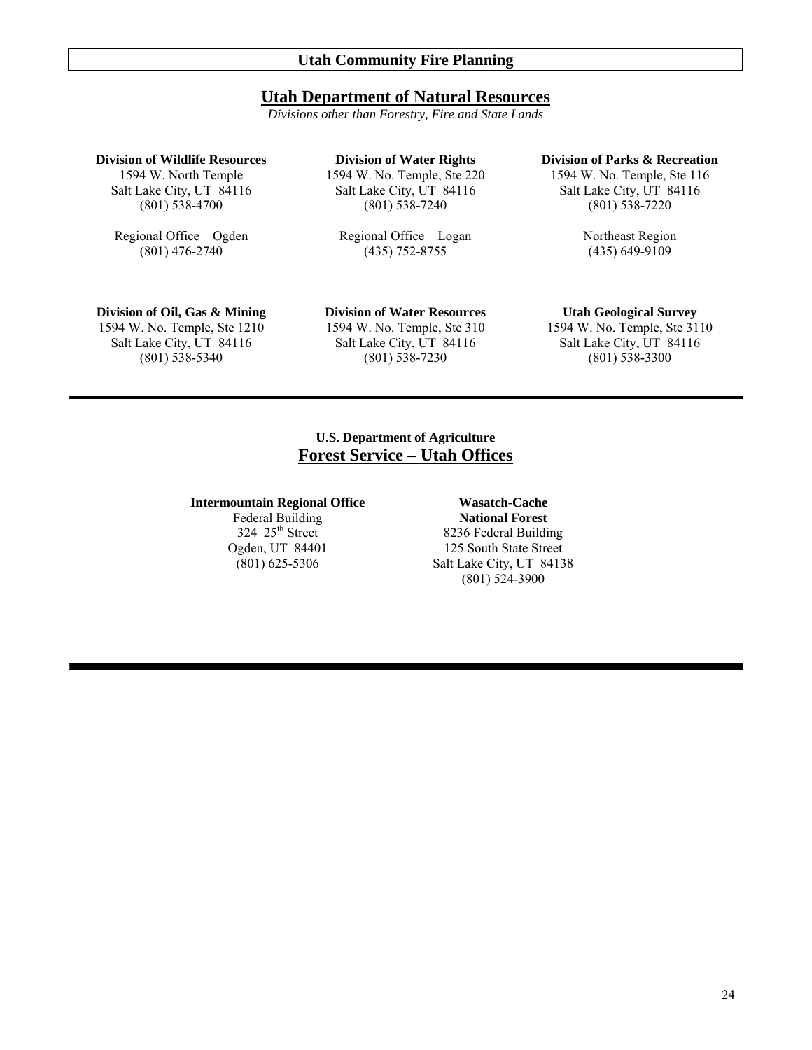## Utah Community Fire Planning

## Utah Department of Natural Resources

*Divisions other than Forestry, Fire and State Lands*

**Division of Wildlife Resources**
1594 W. North Temple
Salt Lake City, UT 84116
(801) 538-4700

Regional Office – Ogden
(801) 476-2740

**Division of Water Rights**
1594 W. No. Temple, Ste 220
Salt Lake City, UT 84116
(801) 538-7240

Regional Office – Logan
(435) 752-8755

**Division of Parks & Recreation**
1594 W. No. Temple, Ste 116
Salt Lake City, UT 84116
(801) 538-7220

Northeast Region
(435) 649-9109

**Division of Oil, Gas & Mining**
1594 W. No. Temple, Ste 1210
Salt Lake City, UT 84116
(801) 538-5340

**Division of Water Resources**
1594 W. No. Temple, Ste 310
Salt Lake City, UT 84116
(801) 538-7230

**Utah Geological Survey**
1594 W. No. Temple, Ste 3110
Salt Lake City, UT 84116
(801) 538-3300

---

**U.S. Department of Agriculture**

## Forest Service – Utah Offices

**Intermountain Regional Office**
Federal Building
324 25th Street
Ogden, UT 84401
(801) 625-5306

**Wasatch-Cache National Forest**
8236 Federal Building
125 South State Street
Salt Lake City, UT 84138
(801) 524-3900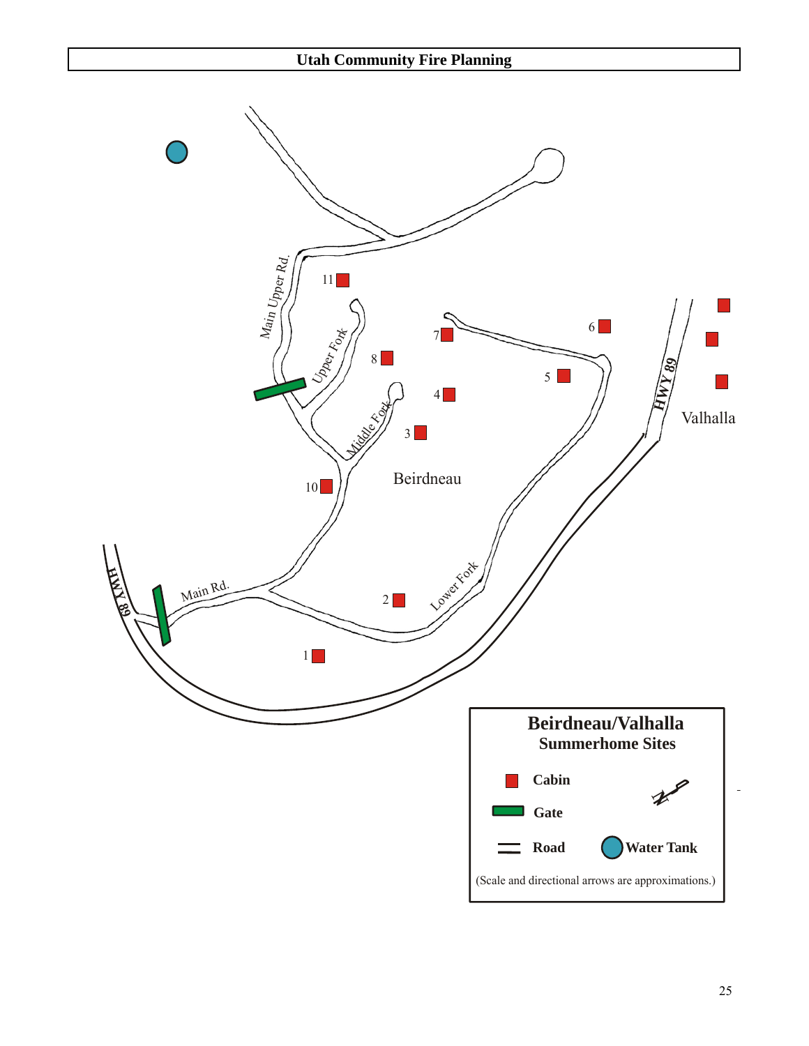## Beirdneau/Valhalla
### Summerhome Sites

Cabin

Gate

Road

Water Tank

(Scale and directional arrows are approximations.)

Main Upper Rd.

Upper Fork

Middle Fork

Lower Fork

Main Rd.

HWY 89

Beirdneau

Valhalla

1 2 3 4 5 6 7 8 10 11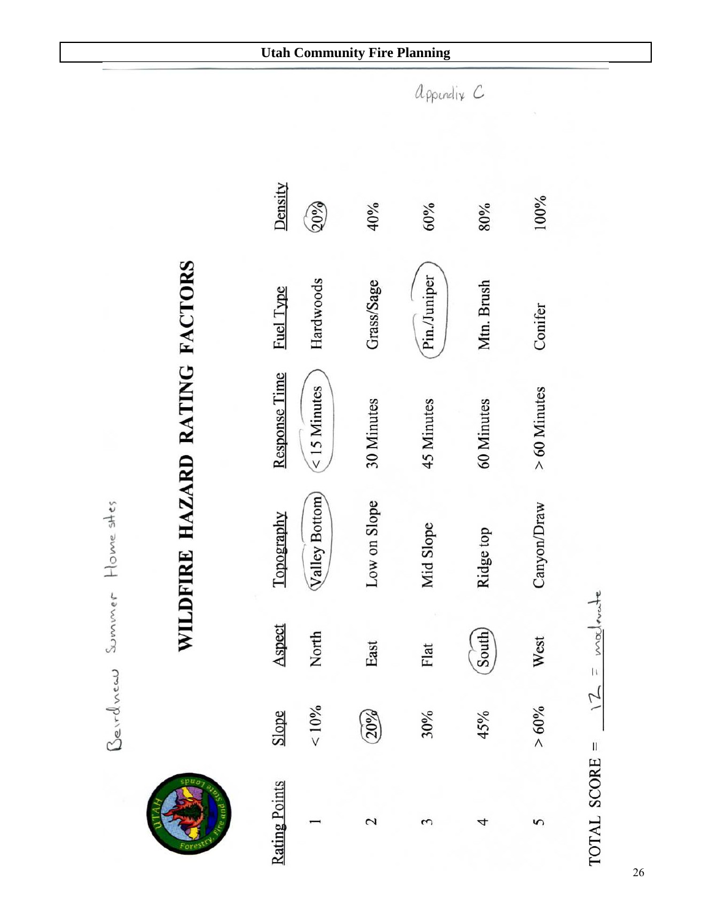Appendix C

Beirdnew Summer Home sites

# WILDFIRE HAZARD RATING FACTORS

| Rating Points | Slope | Aspect | Topography | Response Time | Fuel Type | Density |
|---|---|---|---|---|---|---|
| 1 | < 10% | North | Valley Bottom (circled) | < 15 Minutes (circled) | Hardwoods | 20% (circled) |
| 2 | 20% (circled) | East | Low on Slope | 30 Minutes | Grass/Sage | 40% |
| 3 | 30% | Flat | Mid Slope | 45 Minutes | Pin./Juniper (circled) | 60% |
| 4 | 45% | South (circled) | Ridge top | 60 Minutes | Mtn. Brush | 80% |
| 5 | > 60% | West | Canyon/Draw | > 60 Minutes | Conifer | 100% |

TOTAL SCORE = 12 = moderate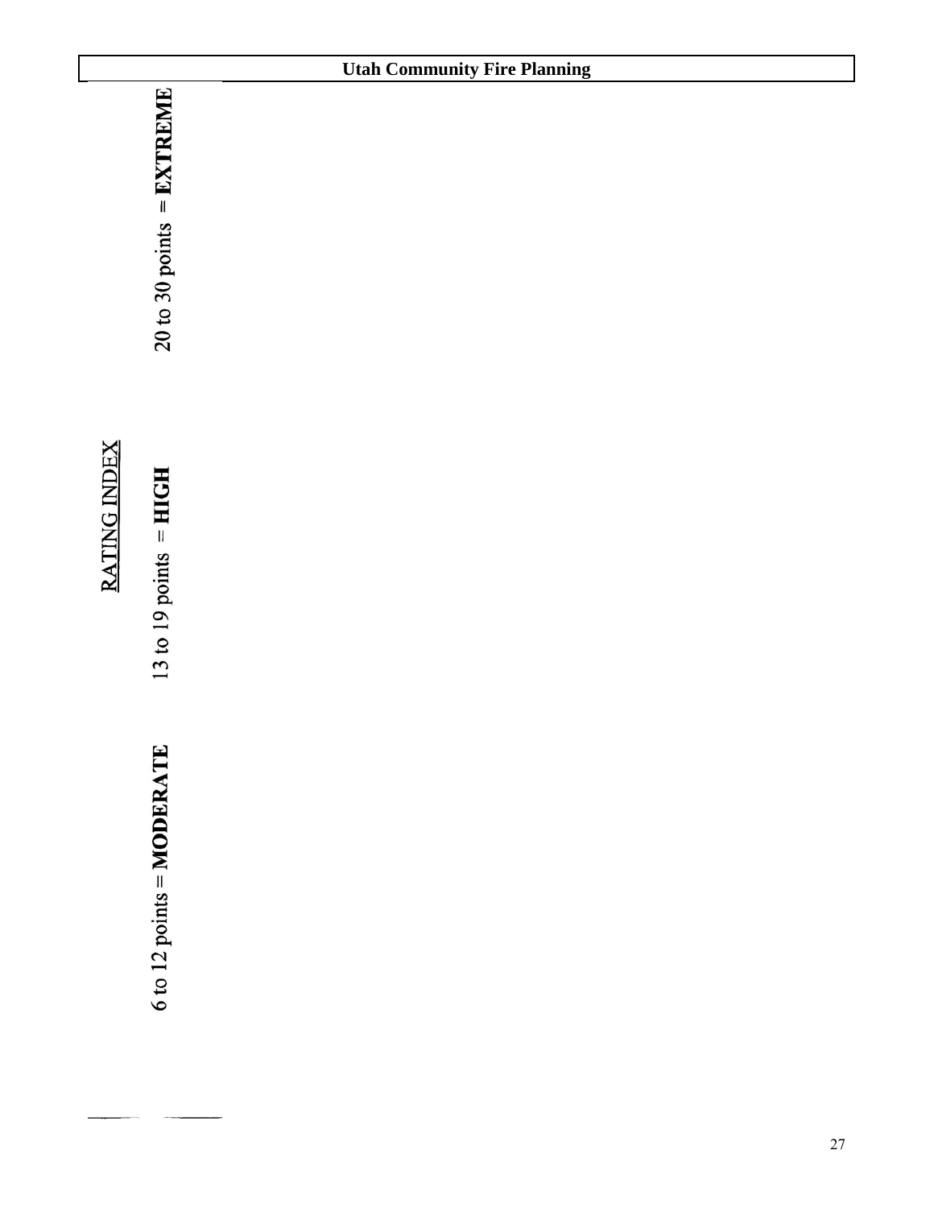## RATING INDEX

6 to 12 points = **MODERATE**

13 to 19 points = **HIGH**

20 to 30 points = **EXTREME**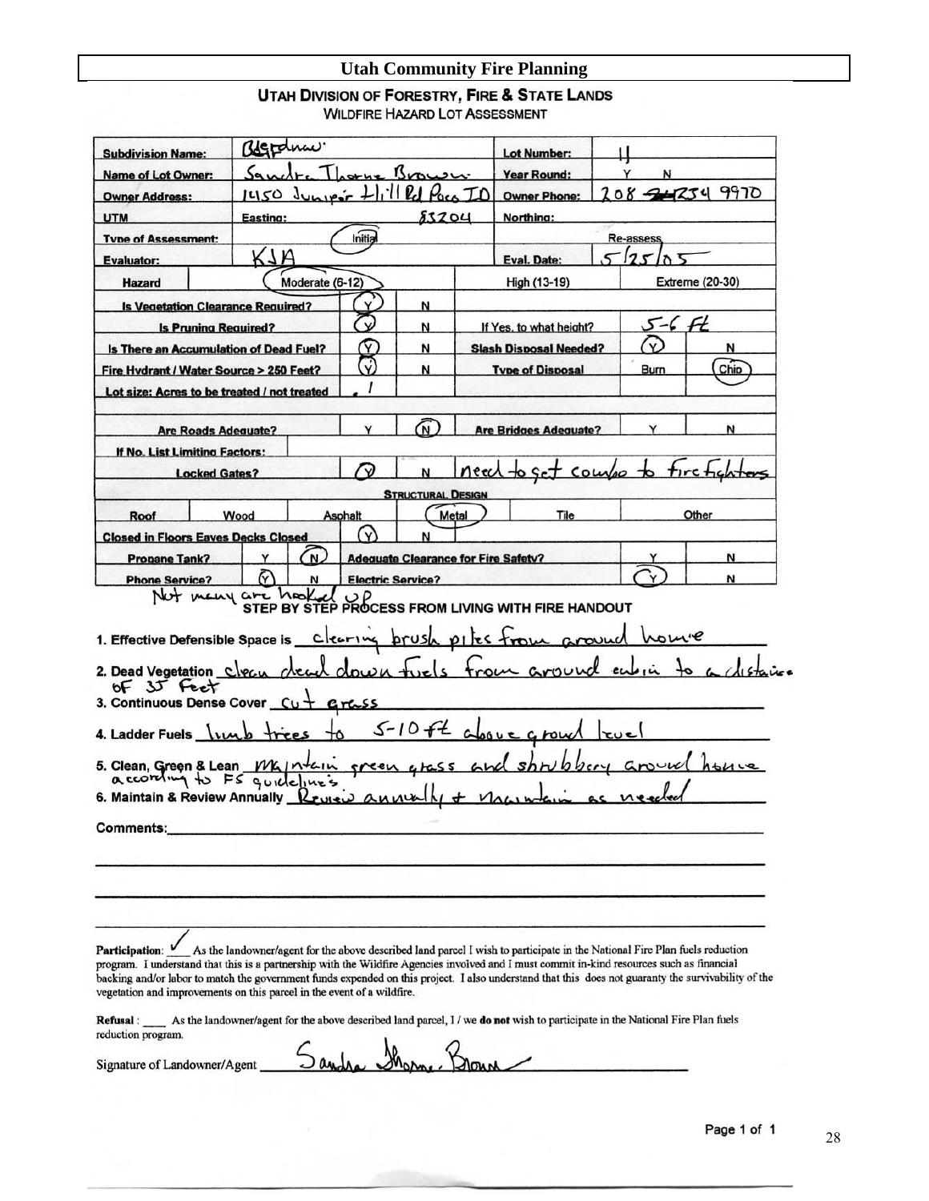# Utah Community Fire Planning

## UTAH DIVISION OF FORESTRY, FIRE & STATE LANDS

WILDFIRE HAZARD LOT ASSESSMENT

| | | | | | | |
|---|---|---|---|---|---|---|
| **Subdivision Name:** | Bergdnaw | | | **Lot Number:** | 11 | |
| **Name of Lot Owner:** | Sandra Thorne Brown | | | **Year Round:** | Y | N |
| **Owner Address:** | 1450 Juniper Hill Rd Poca ID | | | **Owner Phone:** | 208 234 9970 | |
| **UTM** | **Easting:** | | 83204 | **Northing:** | | |
| **Type of Assessment:** | | (Initial) | | | Re-assess | |
| **Evaluator:** | KJA | | | **Eval. Date:** | 5/25/05 | |
| **Hazard** | (Moderate (6-12)) | | | High (13-19) | Extreme (20-30) | |
| **Is Vegetation Clearance Required?** | (Y) | N | | | | |
| **Is Pruning Required?** | (Y) | N | | If Yes, to what height? | 5-6 Ft | |
| **Is There an Accumulation of Dead Fuel?** | (Y) | N | | **Slash Disposal Needed?** | (Y) | N |
| **Fire Hydrant / Water Source > 250 Feet?** | (Y) | N | | **Type of Disposal** | Burn | (Chip) |
| **Lot size: Acres to be treated / not treated** | .1 | | | | | |
| **Are Roads Adequate?** | Y | (N) | | **Are Bridges Adequate?** | Y | N |
| **If No, List Limiting Factors:** | | | | | | |
| **Locked Gates?** | (Y) | N | need to get combo to firefighters | | | |

**STRUCTURAL DESIGN**

| | | | | | |
|---|---|---|---|---|---|
| **Roof** | Wood | Asphalt | (Metal) | Tile | Other |
| **Closed in Floors Eaves Decks Closed** | (Y) | N | | | |
| **Propane Tank?** | Y | (N) | **Adequate Clearance for Fire Safety?** | Y | N |
| **Phone Service?** | (Y) | N | **Electric Service?** | (Y) | N |

Not many are hooked up

**STEP BY STEP PROCESS FROM LIVING WITH FIRE HANDOUT**

1. Effective Defensible Space is clearing brush piles from around home
2. Dead Vegetation clean dead down fuels from around cabin to a distance of 35 feet
3. Continuous Dense Cover cut grass
4. Ladder Fuels limb trees to 5-10 ft above ground level
5. Clean, Green & Lean maintain green grass and shrubbery around house according to FS guidelines
6. Maintain & Review Annually Review annually + maintain as needed

**Comments:**

**Participation:** ✓ As the landowner/agent for the above described land parcel I wish to participate in the National Fire Plan fuels reduction program. I understand that this is a partnership with the Wildfire Agencies involved and I must commit in-kind resources such as financial backing and/or labor to match the government funds expended on this project. I also understand that this does not guaranty the survivability of the vegetation and improvements on this parcel in the event of a wildfire.

**Refusal:** ___ As the landowner/agent for the above described land parcel, I / we **do not** wish to participate in the National Fire Plan fuels reduction program.

Signature of Landowner/Agent Sandra Thorne Brown